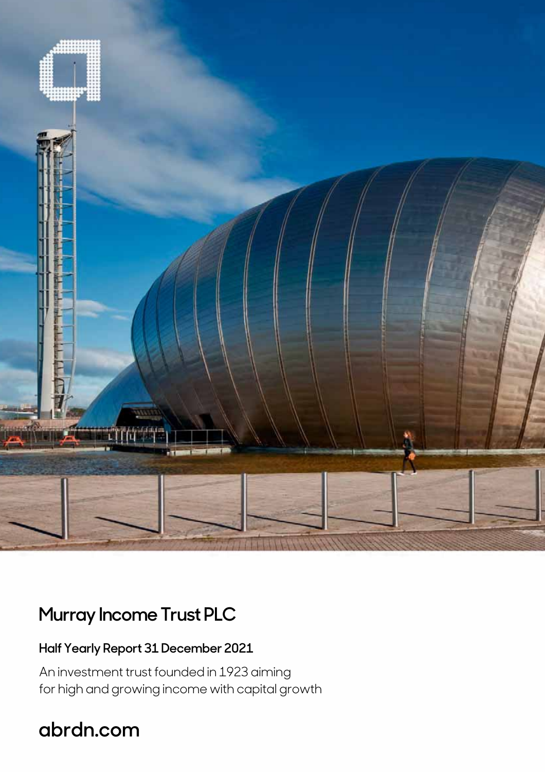# Murray Income Trust PLC

## Half Yearly Report 31 December 2021

An investment trust founded in 1923 aiming for high and growing income with capital growth

**abrdn.com**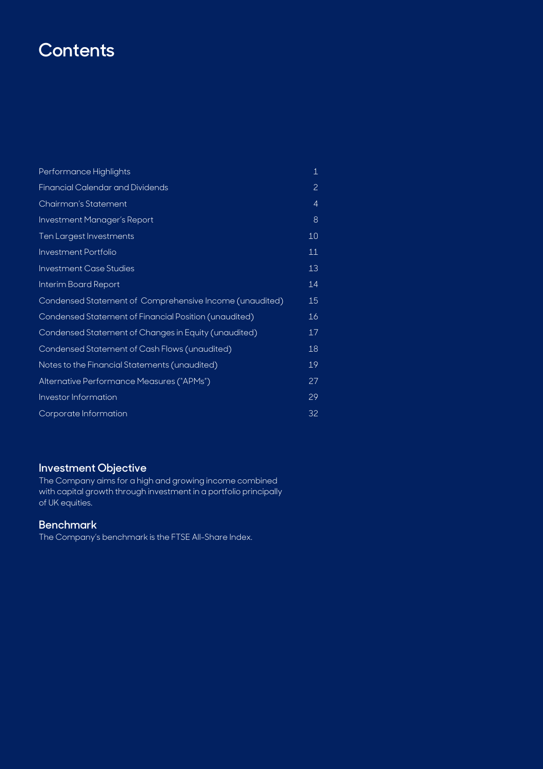# Contents

| | |
|---|---|
| Performance Highlights | 1 |
| Financial Calendar and Dividends | 2 |
| Chairman's Statement | 4 |
| Investment Manager's Report | 8 |
| Ten Largest Investments | 10 |
| Investment Portfolio | 11 |
| Investment Case Studies | 13 |
| Interim Board Report | 14 |
| Condensed Statement of Comprehensive Income (unaudited) | 15 |
| Condensed Statement of Financial Position (unaudited) | 16 |
| Condensed Statement of Changes in Equity (unaudited) | 17 |
| Condensed Statement of Cash Flows (unaudited) | 18 |
| Notes to the Financial Statements (unaudited) | 19 |
| Alternative Performance Measures ("APMs") | 27 |
| Investor Information | 29 |
| Corporate Information | 32 |

## Investment Objective

The Company aims for a high and growing income combined with capital growth through investment in a portfolio principally of UK equities.

## Benchmark

The Company's benchmark is the FTSE All-Share Index.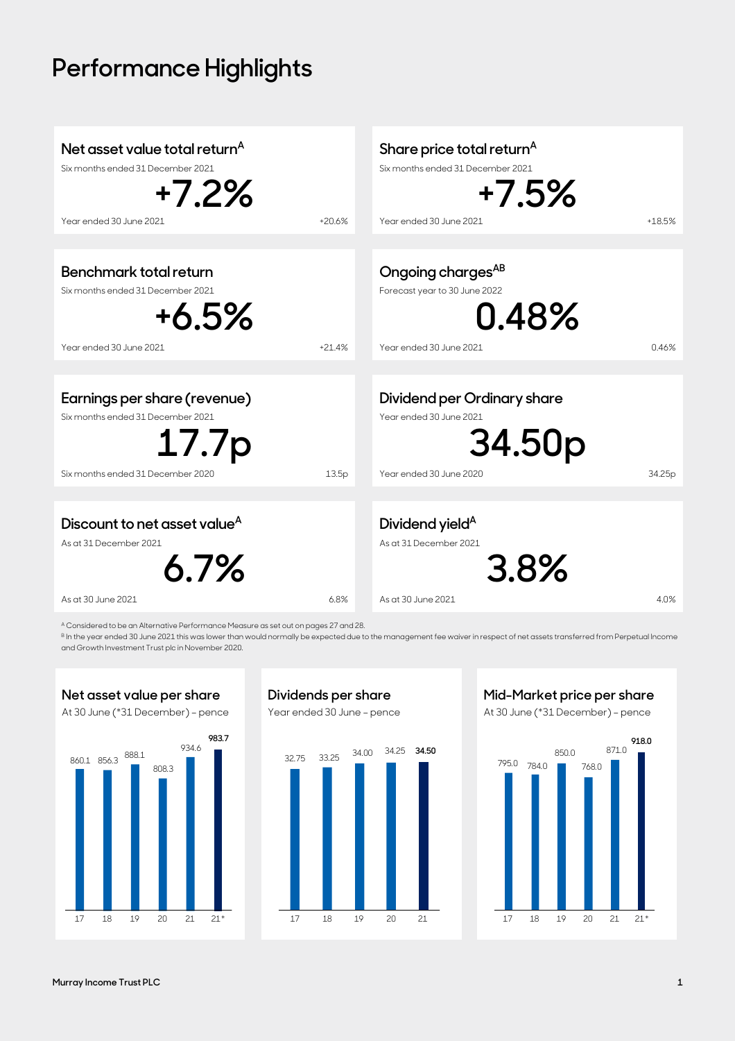# Performance Highlights

## Net asset value total return[A]

Six months ended 31 December 2021

**+7.2%**

Year ended 30 June 2021 +20.6%

## Share price total return[A]

Six months ended 31 December 2021

**+7.5%**

Year ended 30 June 2021 +18.5%

## Benchmark total return

Six months ended 31 December 2021

**+6.5%**

Year ended 30 June 2021 +21.4%

## Ongoing charges[AB]

Forecast year to 30 June 2022

**0.48%**

Year ended 30 June 2021 0.46%

## Earnings per share (revenue)

Six months ended 31 December 2021

**17.7p**

Six months ended 31 December 2020 13.5p

## Dividend per Ordinary share

Year ended 30 June 2021

**34.50p**

Year ended 30 June 2020 34.25p

## Discount to net asset value[A]

As at 31 December 2021

**6.7%**

As at 30 June 2021 6.8%

## Dividend yield[A]

As at 31 December 2021

**3.8%**

As at 30 June 2021 4.0%

[A] Considered to be an Alternative Performance Measure as set out on pages 27 and 28.

[B] In the year ended 30 June 2021 this was lower than would normally be expected due to the management fee waiver in respect of net assets transferred from Perpetual Income and Growth Investment Trust plc in November 2020.

### Net asset value per share

At 30 June (*31 December) – pence

| 17 | 18 | 19 | 20 | 21 | 21* |
|---|---|---|---|---|---|
| 860.1 | 856.3 | 888.1 | 808.3 | 934.6 | **983.7** |

### Dividends per share

Year ended 30 June – pence

| 17 | 18 | 19 | 20 | 21 |
|---|---|---|---|---|
| 32.75 | 33.25 | 34.00 | 34.25 | **34.50** |

### Mid-Market price per share

At 30 June (*31 December) – pence

| 17 | 18 | 19 | 20 | 21 | 21* |
|---|---|---|---|---|---|
| 795.0 | 784.0 | 850.0 | 768.0 | 871.0 | **918.0** |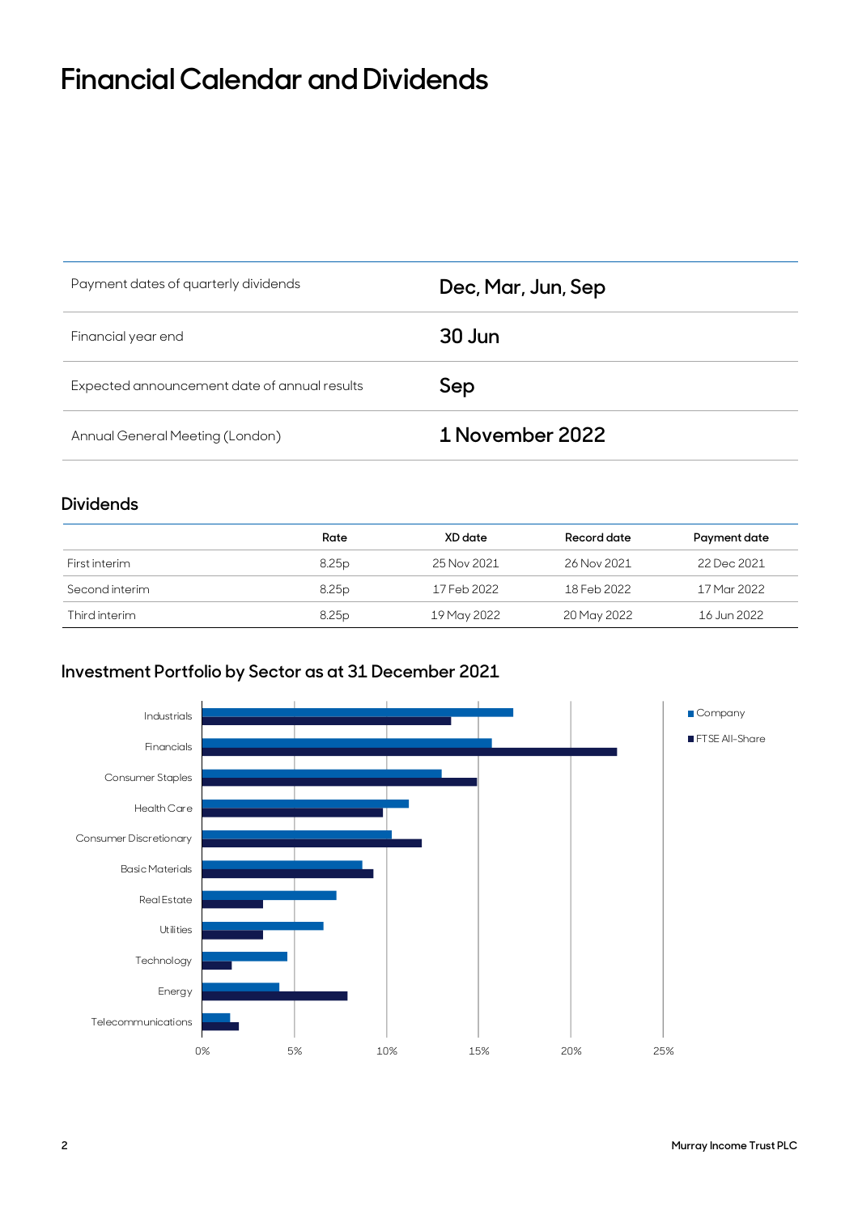# Financial Calendar and Dividends

| | |
|---|---|
| Payment dates of quarterly dividends | Dec, Mar, Jun, Sep |
| Financial year end | 30 Jun |
| Expected announcement date of annual results | Sep |
| Annual General Meeting (London) | 1 November 2022 |

## Dividends

| | Rate | XD date | Record date | Payment date |
|---|---|---|---|---|
| First interim | 8.25p | 25 Nov 2021 | 26 Nov 2021 | 22 Dec 2021 |
| Second interim | 8.25p | 17 Feb 2022 | 18 Feb 2022 | 17 Mar 2022 |
| Third interim | 8.25p | 19 May 2022 | 20 May 2022 | 16 Jun 2022 |

## Investment Portfolio by Sector as at 31 December 2021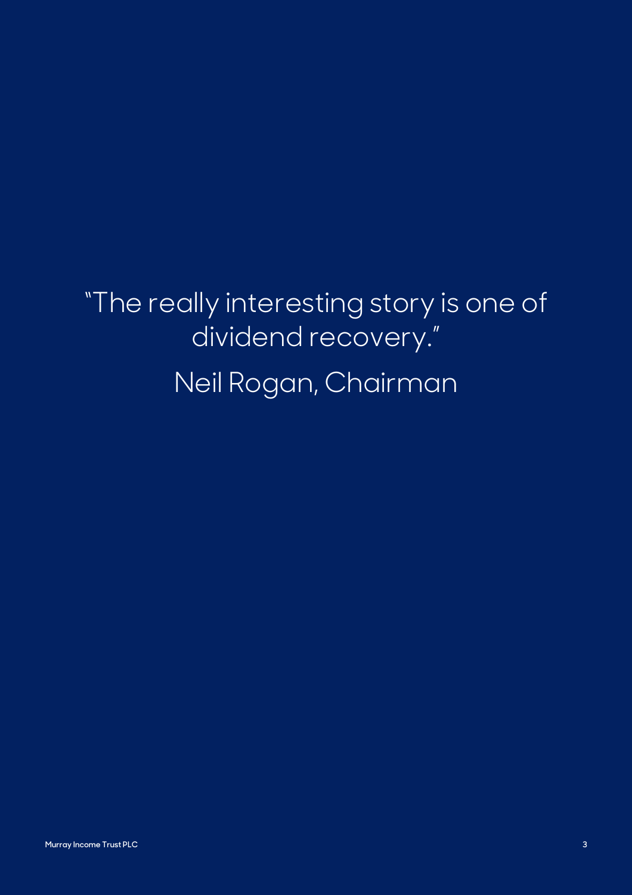"The really interesting story is one of dividend recovery."

Neil Rogan, Chairman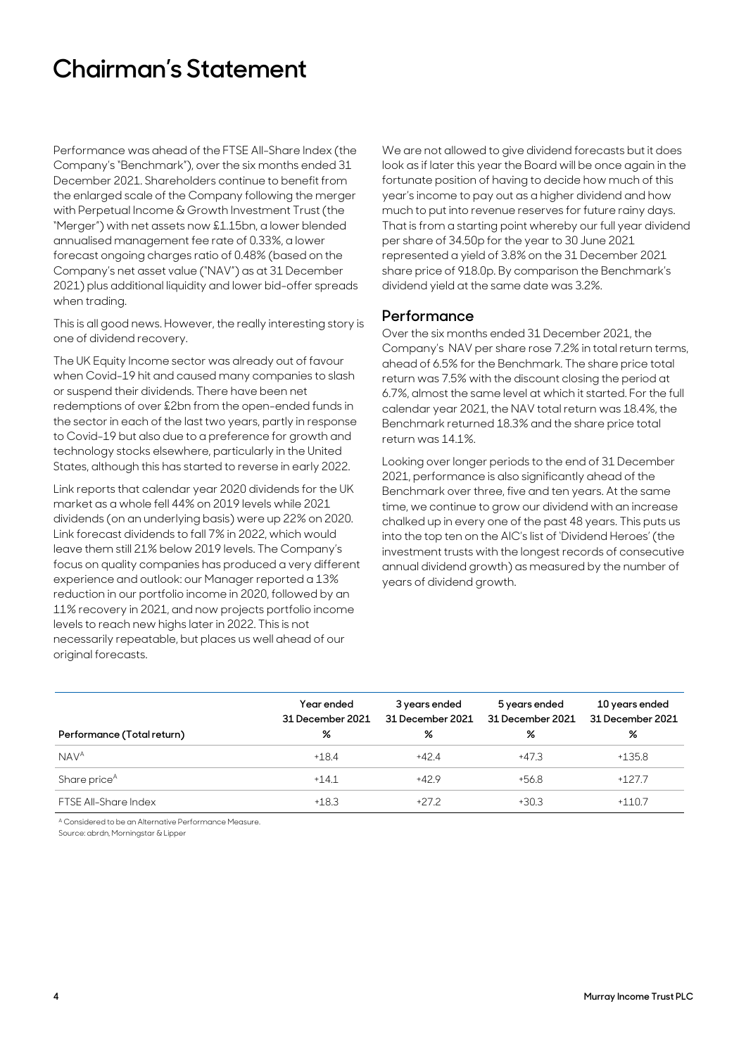# Chairman's Statement

Performance was ahead of the FTSE All-Share Index (the Company's "Benchmark"), over the six months ended 31 December 2021. Shareholders continue to benefit from the enlarged scale of the Company following the merger with Perpetual Income & Growth Investment Trust (the "Merger") with net assets now £1.15bn, a lower blended annualised management fee rate of 0.33%, a lower forecast ongoing charges ratio of 0.48% (based on the Company's net asset value ("NAV") as at 31 December 2021) plus additional liquidity and lower bid-offer spreads when trading.

This is all good news. However, the really interesting story is one of dividend recovery.

The UK Equity Income sector was already out of favour when Covid-19 hit and caused many companies to slash or suspend their dividends. There have been net redemptions of over £2bn from the open-ended funds in the sector in each of the last two years, partly in response to Covid-19 but also due to a preference for growth and technology stocks elsewhere, particularly in the United States, although this has started to reverse in early 2022.

Link reports that calendar year 2020 dividends for the UK market as a whole fell 44% on 2019 levels while 2021 dividends (on an underlying basis) were up 22% on 2020. Link forecast dividends to fall 7% in 2022, which would leave them still 21% below 2019 levels. The Company's focus on quality companies has produced a very different experience and outlook: our Manager reported a 13% reduction in our portfolio income in 2020, followed by an 11% recovery in 2021, and now projects portfolio income levels to reach new highs later in 2022. This is not necessarily repeatable, but places us well ahead of our original forecasts.

We are not allowed to give dividend forecasts but it does look as if later this year the Board will be once again in the fortunate position of having to decide how much of this year's income to pay out as a higher dividend and how much to put into revenue reserves for future rainy days. That is from a starting point whereby our full year dividend per share of 34.50p for the year to 30 June 2021 represented a yield of 3.8% on the 31 December 2021 share price of 918.0p. By comparison the Benchmark's dividend yield at the same date was 3.2%.

## Performance

Over the six months ended 31 December 2021, the Company's NAV per share rose 7.2% in total return terms, ahead of 6.5% for the Benchmark. The share price total return was 7.5% with the discount closing the period at 6.7%, almost the same level at which it started. For the full calendar year 2021, the NAV total return was 18.4%, the Benchmark returned 18.3% and the share price total return was 14.1%.

Looking over longer periods to the end of 31 December 2021, performance is also significantly ahead of the Benchmark over three, five and ten years. At the same time, we continue to grow our dividend with an increase chalked up in every one of the past 48 years. This puts us into the top ten on the AIC's list of 'Dividend Heroes' (the investment trusts with the longest records of consecutive annual dividend growth) as measured by the number of years of dividend growth.

| Performance (Total return) | Year ended 31 December 2021 % | 3 years ended 31 December 2021 % | 5 years ended 31 December 2021 % | 10 years ended 31 December 2021 % |
|---|---|---|---|---|
| NAV[A] | +18.4 | +42.4 | +47.3 | +135.8 |
| Share price[A] | +14.1 | +42.9 | +56.8 | +127.7 |
| FTSE All-Share Index | +18.3 | +27.2 | +30.3 | +110.7 |

[A] Considered to be an Alternative Performance Measure.
Source: abrdn, Morningstar & Lipper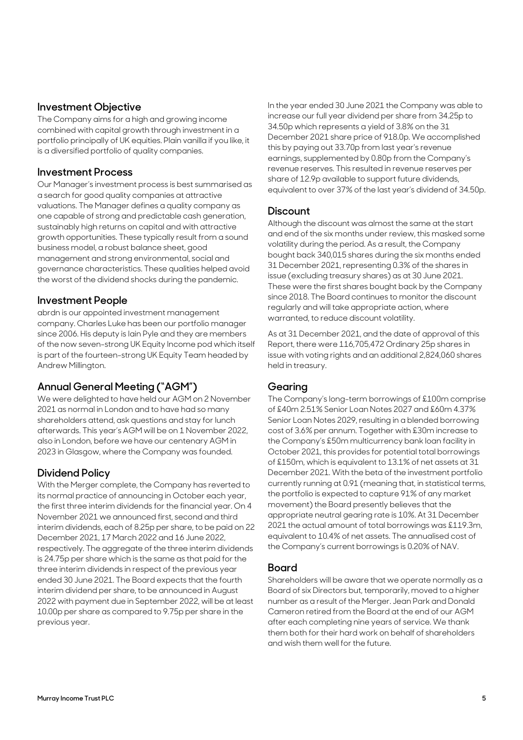## Investment Objective

The Company aims for a high and growing income combined with capital growth through investment in a portfolio principally of UK equities. Plain vanilla if you like, it is a diversified portfolio of quality companies.

## Investment Process

Our Manager's investment process is best summarised as a search for good quality companies at attractive valuations. The Manager defines a quality company as one capable of strong and predictable cash generation, sustainably high returns on capital and with attractive growth opportunities. These typically result from a sound business model, a robust balance sheet, good management and strong environmental, social and governance characteristics. These qualities helped avoid the worst of the dividend shocks during the pandemic.

## Investment People

abrdn is our appointed investment management company. Charles Luke has been our portfolio manager since 2006. His deputy is Iain Pyle and they are members of the now seven-strong UK Equity Income pod which itself is part of the fourteen-strong UK Equity Team headed by Andrew Millington.

## Annual General Meeting ("AGM")

We were delighted to have held our AGM on 2 November 2021 as normal in London and to have had so many shareholders attend, ask questions and stay for lunch afterwards. This year's AGM will be on 1 November 2022, also in London, before we have our centenary AGM in 2023 in Glasgow, where the Company was founded.

## Dividend Policy

With the Merger complete, the Company has reverted to its normal practice of announcing in October each year, the first three interim dividends for the financial year. On 4 November 2021 we announced first, second and third interim dividends, each of 8.25p per share, to be paid on 22 December 2021, 17 March 2022 and 16 June 2022, respectively. The aggregate of the three interim dividends is 24.75p per share which is the same as that paid for the three interim dividends in respect of the previous year ended 30 June 2021. The Board expects that the fourth interim dividend per share, to be announced in August 2022 with payment due in September 2022, will be at least 10.00p per share as compared to 9.75p per share in the previous year.

In the year ended 30 June 2021 the Company was able to increase our full year dividend per share from 34.25p to 34.50p which represents a yield of 3.8% on the 31 December 2021 share price of 918.0p. We accomplished this by paying out 33.70p from last year's revenue earnings, supplemented by 0.80p from the Company's revenue reserves. This resulted in revenue reserves per share of 12.9p available to support future dividends, equivalent to over 37% of the last year's dividend of 34.50p.

## Discount

Although the discount was almost the same at the start and end of the six months under review, this masked some volatility during the period. As a result, the Company bought back 340,015 shares during the six months ended 31 December 2021, representing 0.3% of the shares in issue (excluding treasury shares) as at 30 June 2021. These were the first shares bought back by the Company since 2018. The Board continues to monitor the discount regularly and will take appropriate action, where warranted, to reduce discount volatility.

As at 31 December 2021, and the date of approval of this Report, there were 116,705,472 Ordinary 25p shares in issue with voting rights and an additional 2,824,060 shares held in treasury.

## Gearing

The Company's long-term borrowings of £100m comprise of £40m 2.51% Senior Loan Notes 2027 and £60m 4.37% Senior Loan Notes 2029, resulting in a blended borrowing cost of 3.6% per annum. Together with £30m increase to the Company's £50m multicurrency bank loan facility in October 2021, this provides for potential total borrowings of £150m, which is equivalent to 13.1% of net assets at 31 December 2021. With the beta of the investment portfolio currently running at 0.91 (meaning that, in statistical terms, the portfolio is expected to capture 91% of any market movement) the Board presently believes that the appropriate neutral gearing rate is 10%. At 31 December 2021 the actual amount of total borrowings was £119.3m, equivalent to 10.4% of net assets. The annualised cost of the Company's current borrowings is 0.20% of NAV.

## Board

Shareholders will be aware that we operate normally as a Board of six Directors but, temporarily, moved to a higher number as a result of the Merger. Jean Park and Donald Cameron retired from the Board at the end of our AGM after each completing nine years of service. We thank them both for their hard work on behalf of shareholders and wish them well for the future.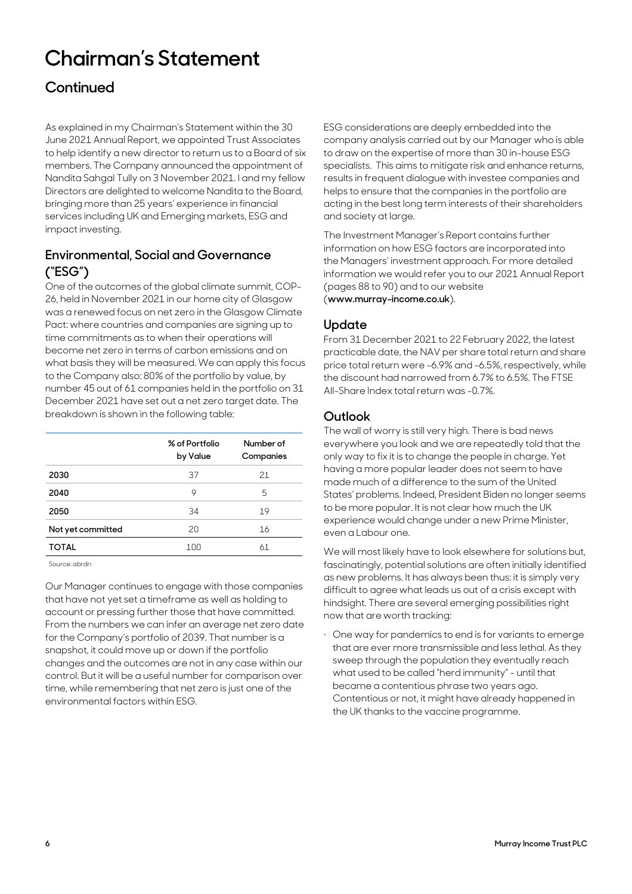# Chairman's Statement

## Continued

As explained in my Chairman's Statement within the 30 June 2021 Annual Report, we appointed Trust Associates to help identify a new director to return us to a Board of six members. The Company announced the appointment of Nandita Sahgal Tully on 3 November 2021. I and my fellow Directors are delighted to welcome Nandita to the Board, bringing more than 25 years' experience in financial services including UK and Emerging markets, ESG and impact investing.

### Environmental, Social and Governance ("ESG")

One of the outcomes of the global climate summit, COP-26, held in November 2021 in our home city of Glasgow was a renewed focus on net zero in the Glasgow Climate Pact: where countries and companies are signing up to time commitments as to when their operations will become net zero in terms of carbon emissions and on what basis they will be measured. We can apply this focus to the Company also: 80% of the portfolio by value, by number 45 out of 61 companies held in the portfolio on 31 December 2021 have set out a net zero target date. The breakdown is shown in the following table:

| | % of Portfolio by Value | Number of Companies |
|---|---|---|
| **2030** | 37 | 21 |
| **2040** | 9 | 5 |
| **2050** | 34 | 19 |
| **Not yet committed** | 20 | 16 |
| **TOTAL** | 100 | 61 |

Source: abrdn

Our Manager continues to engage with those companies that have not yet set a timeframe as well as holding to account or pressing further those that have committed. From the numbers we can infer an average net zero date for the Company's portfolio of 2039. That number is a snapshot, it could move up or down if the portfolio changes and the outcomes are not in any case within our control. But it will be a useful number for comparison over time, while remembering that net zero is just one of the environmental factors within ESG.

ESG considerations are deeply embedded into the company analysis carried out by our Manager who is able to draw on the expertise of more than 30 in-house ESG specialists. This aims to mitigate risk and enhance returns, results in frequent dialogue with investee companies and helps to ensure that the companies in the portfolio are acting in the best long term interests of their shareholders and society at large.

The Investment Manager's Report contains further information on how ESG factors are incorporated into the Managers' investment approach. For more detailed information we would refer you to our 2021 Annual Report (pages 88 to 90) and to our website (**www.murray-income.co.uk**).

### Update

From 31 December 2021 to 22 February 2022, the latest practicable date, the NAV per share total return and share price total return were -6.9% and -6.5%, respectively, while the discount had narrowed from 6.7% to 6.5%. The FTSE All-Share Index total return was -0.7%.

### Outlook

The wall of worry is still very high. There is bad news everywhere you look and we are repeatedly told that the only way to fix it is to change the people in charge. Yet having a more popular leader does not seem to have made much of a difference to the sum of the United States' problems. Indeed, President Biden no longer seems to be more popular. It is not clear how much the UK experience would change under a new Prime Minister, even a Labour one.

We will most likely have to look elsewhere for solutions but, fascinatingly, potential solutions are often initially identified as new problems. It has always been thus: it is simply very difficult to agree what leads us out of a crisis except with hindsight. There are several emerging possibilities right now that are worth tracking:

- One way for pandemics to end is for variants to emerge that are ever more transmissible and less lethal. As they sweep through the population they eventually reach what used to be called "herd immunity" - until that became a contentious phrase two years ago. Contentious or not, it might have already happened in the UK thanks to the vaccine programme.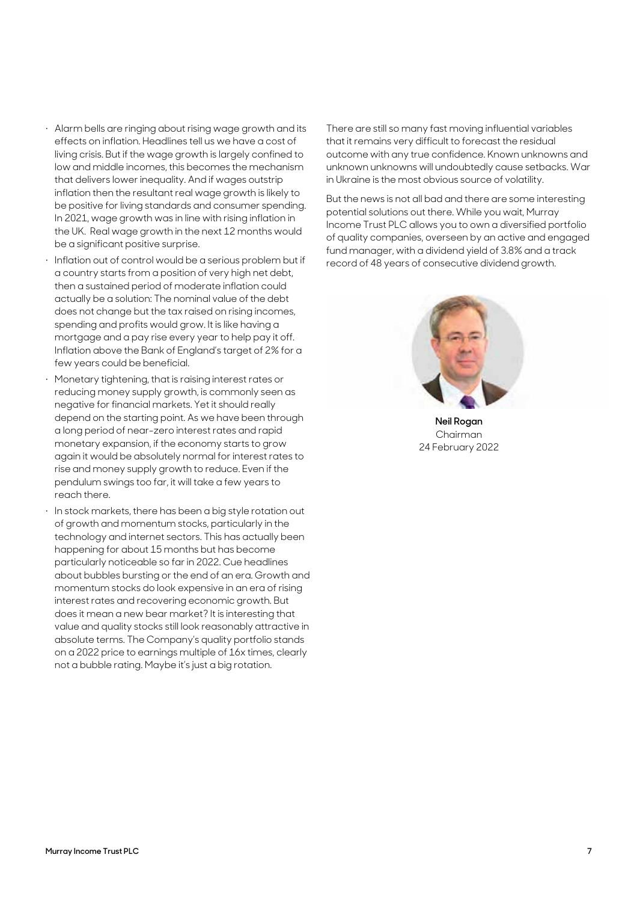- Alarm bells are ringing about rising wage growth and its effects on inflation. Headlines tell us we have a cost of living crisis. But if the wage growth is largely confined to low and middle incomes, this becomes the mechanism that delivers lower inequality. And if wages outstrip inflation then the resultant real wage growth is likely to be positive for living standards and consumer spending. In 2021, wage growth was in line with rising inflation in the UK. Real wage growth in the next 12 months would be a significant positive surprise.
- Inflation out of control would be a serious problem but if a country starts from a position of very high net debt, then a sustained period of moderate inflation could actually be a solution: The nominal value of the debt does not change but the tax raised on rising incomes, spending and profits would grow. It is like having a mortgage and a pay rise every year to help pay it off. Inflation above the Bank of England's target of 2% for a few years could be beneficial.
- Monetary tightening, that is raising interest rates or reducing money supply growth, is commonly seen as negative for financial markets. Yet it should really depend on the starting point. As we have been through a long period of near-zero interest rates and rapid monetary expansion, if the economy starts to grow again it would be absolutely normal for interest rates to rise and money supply growth to reduce. Even if the pendulum swings too far, it will take a few years to reach there.
- In stock markets, there has been a big style rotation out of growth and momentum stocks, particularly in the technology and internet sectors. This has actually been happening for about 15 months but has become particularly noticeable so far in 2022. Cue headlines about bubbles bursting or the end of an era. Growth and momentum stocks do look expensive in an era of rising interest rates and recovering economic growth. But does it mean a new bear market? It is interesting that value and quality stocks still look reasonably attractive in absolute terms. The Company's quality portfolio stands on a 2022 price to earnings multiple of 16x times, clearly not a bubble rating. Maybe it's just a big rotation.

There are still so many fast moving influential variables that it remains very difficult to forecast the residual outcome with any true confidence. Known unknowns and unknown unknowns will undoubtedly cause setbacks. War in Ukraine is the most obvious source of volatility.

But the news is not all bad and there are some interesting potential solutions out there. While you wait, Murray Income Trust PLC allows you to own a diversified portfolio of quality companies, overseen by an active and engaged fund manager, with a dividend yield of 3.8% and a track record of 48 years of consecutive dividend growth.

**Neil Rogan**
Chairman
24 February 2022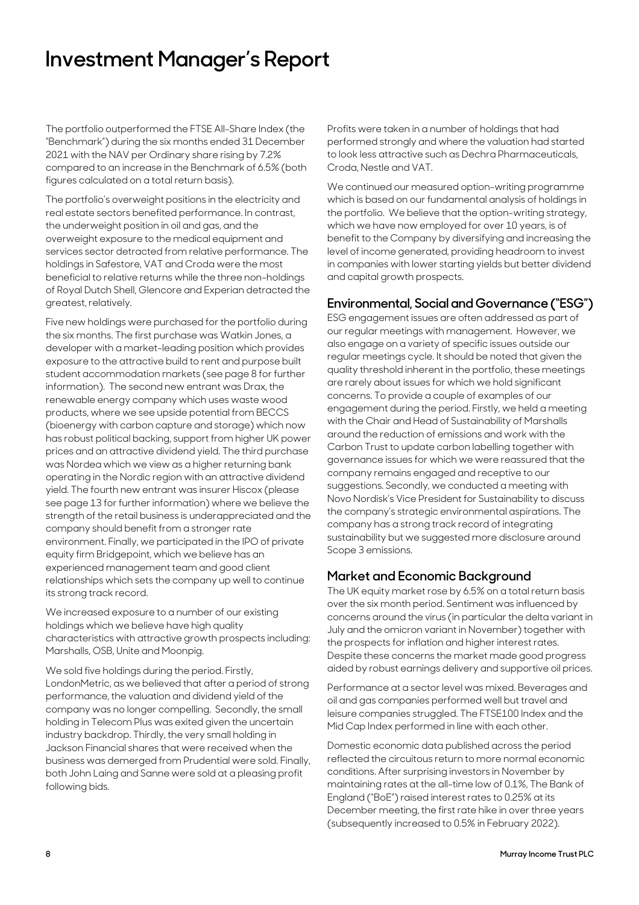# Investment Manager's Report

The portfolio outperformed the FTSE All-Share Index (the "Benchmark") during the six months ended 31 December 2021 with the NAV per Ordinary share rising by 7.2% compared to an increase in the Benchmark of 6.5% (both figures calculated on a total return basis).

The portfolio's overweight positions in the electricity and real estate sectors benefited performance. In contrast, the underweight position in oil and gas, and the overweight exposure to the medical equipment and services sector detracted from relative performance. The holdings in Safestore, VAT and Croda were the most beneficial to relative returns while the three non-holdings of Royal Dutch Shell, Glencore and Experian detracted the greatest, relatively.

Five new holdings were purchased for the portfolio during the six months. The first purchase was Watkin Jones, a developer with a market-leading position which provides exposure to the attractive build to rent and purpose built student accommodation markets (see page 8 for further information). The second new entrant was Drax, the renewable energy company which uses waste wood products, where we see upside potential from BECCS (bioenergy with carbon capture and storage) which now has robust political backing, support from higher UK power prices and an attractive dividend yield. The third purchase was Nordea which we view as a higher returning bank operating in the Nordic region with an attractive dividend yield. The fourth new entrant was insurer Hiscox (please see page 13 for further information) where we believe the strength of the retail business is underappreciated and the company should benefit from a stronger rate environment. Finally, we participated in the IPO of private equity firm Bridgepoint, which we believe has an experienced management team and good client relationships which sets the company up well to continue its strong track record.

We increased exposure to a number of our existing holdings which we believe have high quality characteristics with attractive growth prospects including: Marshalls, OSB, Unite and Moonpig.

We sold five holdings during the period. Firstly, LondonMetric, as we believed that after a period of strong performance, the valuation and dividend yield of the company was no longer compelling. Secondly, the small holding in Telecom Plus was exited given the uncertain industry backdrop. Thirdly, the very small holding in Jackson Financial shares that were received when the business was demerged from Prudential were sold. Finally, both John Laing and Sanne were sold at a pleasing profit following bids.

Profits were taken in a number of holdings that had performed strongly and where the valuation had started to look less attractive such as Dechra Pharmaceuticals, Croda, Nestle and VAT.

We continued our measured option-writing programme which is based on our fundamental analysis of holdings in the portfolio. We believe that the option-writing strategy, which we have now employed for over 10 years, is of benefit to the Company by diversifying and increasing the level of income generated, providing headroom to invest in companies with lower starting yields but better dividend and capital growth prospects.

## Environmental, Social and Governance ("ESG")

ESG engagement issues are often addressed as part of our regular meetings with management. However, we also engage on a variety of specific issues outside our regular meetings cycle. It should be noted that given the quality threshold inherent in the portfolio, these meetings are rarely about issues for which we hold significant concerns. To provide a couple of examples of our engagement during the period. Firstly, we held a meeting with the Chair and Head of Sustainability of Marshalls around the reduction of emissions and work with the Carbon Trust to update carbon labelling together with governance issues for which we were reassured that the company remains engaged and receptive to our suggestions. Secondly, we conducted a meeting with Novo Nordisk's Vice President for Sustainability to discuss the company's strategic environmental aspirations. The company has a strong track record of integrating sustainability but we suggested more disclosure around Scope 3 emissions.

## Market and Economic Background

The UK equity market rose by 6.5% on a total return basis over the six month period. Sentiment was influenced by concerns around the virus (in particular the delta variant in July and the omicron variant in November) together with the prospects for inflation and higher interest rates. Despite these concerns the market made good progress aided by robust earnings delivery and supportive oil prices.

Performance at a sector level was mixed. Beverages and oil and gas companies performed well but travel and leisure companies struggled. The FTSE100 Index and the Mid Cap Index performed in line with each other.

Domestic economic data published across the period reflected the circuitous return to more normal economic conditions. After surprising investors in November by maintaining rates at the all-time low of 0.1%, The Bank of England ("BoE") raised interest rates to 0.25% at its December meeting, the first rate hike in over three years (subsequently increased to 0.5% in February 2022).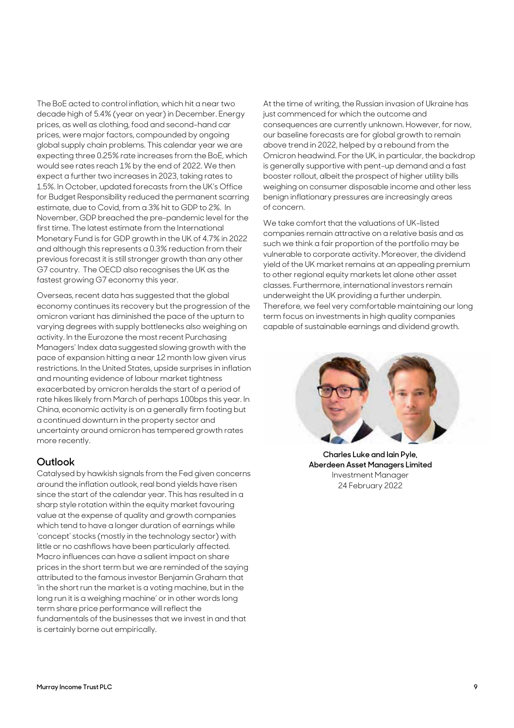The BoE acted to control inflation, which hit a near two decade high of 5.4% (year on year) in December. Energy prices, as well as clothing, food and second-hand car prices, were major factors, compounded by ongoing global supply chain problems. This calendar year we are expecting three 0.25% rate increases from the BoE, which would see rates reach 1% by the end of 2022. We then expect a further two increases in 2023, taking rates to 1.5%. In October, updated forecasts from the UK's Office for Budget Responsibility reduced the permanent scarring estimate, due to Covid, from a 3% hit to GDP to 2%. In November, GDP breached the pre-pandemic level for the first time. The latest estimate from the International Monetary Fund is for GDP growth in the UK of 4.7% in 2022 and although this represents a 0.3% reduction from their previous forecast it is still stronger growth than any other G7 country. The OECD also recognises the UK as the fastest growing G7 economy this year.

Overseas, recent data has suggested that the global economy continues its recovery but the progression of the omicron variant has diminished the pace of the upturn to varying degrees with supply bottlenecks also weighing on activity. In the Eurozone the most recent Purchasing Managers' Index data suggested slowing growth with the pace of expansion hitting a near 12 month low given virus restrictions. In the United States, upside surprises in inflation and mounting evidence of labour market tightness exacerbated by omicron heralds the start of a period of rate hikes likely from March of perhaps 100bps this year. In China, economic activity is on a generally firm footing but a continued downturn in the property sector and uncertainty around omicron has tempered growth rates more recently.

## Outlook

Catalysed by hawkish signals from the Fed given concerns around the inflation outlook, real bond yields have risen since the start of the calendar year. This has resulted in a sharp style rotation within the equity market favouring value at the expense of quality and growth companies which tend to have a longer duration of earnings while 'concept' stocks (mostly in the technology sector) with little or no cashflows have been particularly affected. Macro influences can have a salient impact on share prices in the short term but we are reminded of the saying attributed to the famous investor Benjamin Graham that 'in the short run the market is a voting machine, but in the long run it is a weighing machine' or in other words long term share price performance will reflect the fundamentals of the businesses that we invest in and that is certainly borne out empirically.

At the time of writing, the Russian invasion of Ukraine has just commenced for which the outcome and consequences are currently unknown. However, for now, our baseline forecasts are for global growth to remain above trend in 2022, helped by a rebound from the Omicron headwind. For the UK, in particular, the backdrop is generally supportive with pent-up demand and a fast booster rollout, albeit the prospect of higher utility bills weighing on consumer disposable income and other less benign inflationary pressures are increasingly areas of concern.

We take comfort that the valuations of UK-listed companies remain attractive on a relative basis and as such we think a fair proportion of the portfolio may be vulnerable to corporate activity. Moreover, the dividend yield of the UK market remains at an appealing premium to other regional equity markets let alone other asset classes. Furthermore, international investors remain underweight the UK providing a further underpin. Therefore, we feel very comfortable maintaining our long term focus on investments in high quality companies capable of sustainable earnings and dividend growth.

**Charles Luke and Iain Pyle,**
**Aberdeen Asset Managers Limited**
Investment Manager
24 February 2022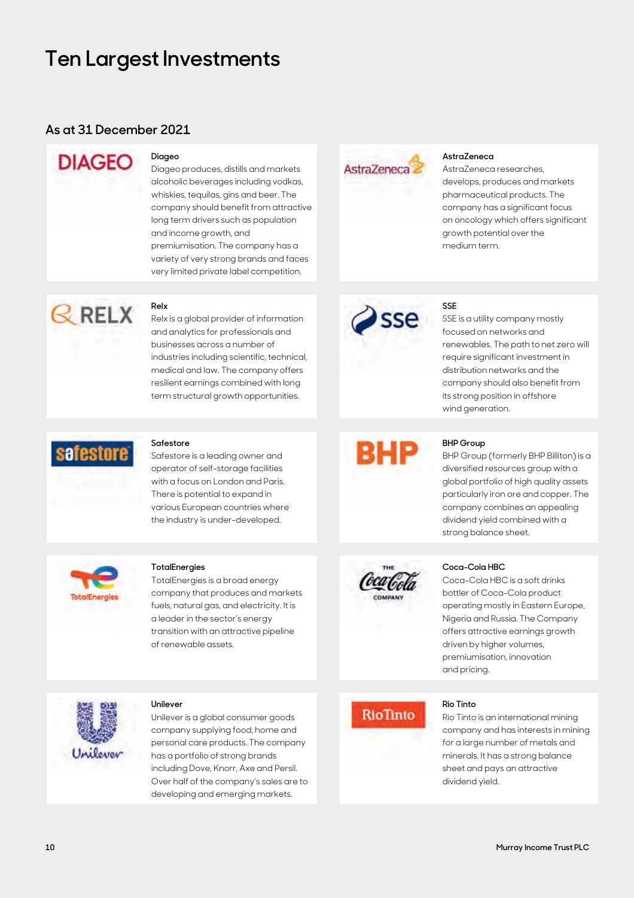# Ten Largest Investments

## As at 31 December 2021

### Diageo

Diageo produces, distills and markets alcoholic beverages including vodkas, whiskies, tequilas, gins and beer. The company should benefit from attractive long term drivers such as population and income growth, and premiumisation. The company has a variety of very strong brands and faces very limited private label competition.

### AstraZeneca

AstraZeneca researches, develops, produces and markets pharmaceutical products. The company has a significant focus on oncology which offers significant growth potential over the medium term.

### Relx

Relx is a global provider of information and analytics for professionals and businesses across a number of industries including scientific, technical, medical and law. The company offers resilient earnings combined with long term structural growth opportunities.

### SSE

SSE is a utility company mostly focused on networks and renewables. The path to net zero will require significant investment in distribution networks and the company should also benefit from its strong position in offshore wind generation.

### Safestore

Safestore is a leading owner and operator of self-storage facilities with a focus on London and Paris. There is potential to expand in various European countries where the industry is under-developed.

### BHP Group

BHP Group (formerly BHP Billiton) is a diversified resources group with a global portfolio of high quality assets particularly iron ore and copper. The company combines an appealing dividend yield combined with a strong balance sheet.

### TotalEnergies

TotalEnergies is a broad energy company that produces and markets fuels, natural gas, and electricity. It is a leader in the sector's energy transition with an attractive pipeline of renewable assets.

### Coca-Cola HBC

Coca-Cola HBC is a soft drinks bottler of Coca-Cola product operating mostly in Eastern Europe, Nigeria and Russia. The Company offers attractive earnings growth driven by higher volumes, premiumisation, innovation and pricing.

### Unilever

Unilever is a global consumer goods company supplying food, home and personal care products. The company has a portfolio of strong brands including Dove, Knorr, Axe and Persil. Over half of the company's sales are to developing and emerging markets.

### Rio Tinto

Rio Tinto is an international mining company and has interests in mining for a large number of metals and minerals. It has a strong balance sheet and pays an attractive dividend yield.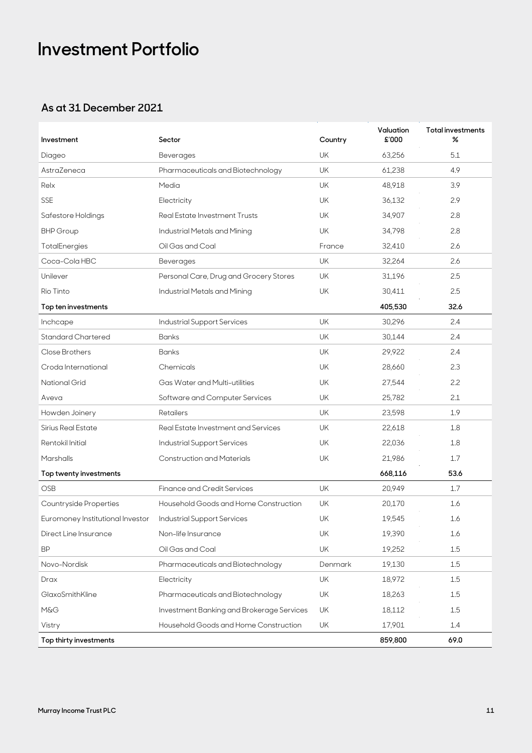# Investment Portfolio

## As at 31 December 2021

| Investment | Sector | Country | Valuation £'000 | Total investments % |
|---|---|---|---|---|
| Diageo | Beverages | UK | 63,256 | 5.1 |
| AstraZeneca | Pharmaceuticals and Biotechnology | UK | 61,238 | 4.9 |
| Relx | Media | UK | 48,918 | 3.9 |
| SSE | Electricity | UK | 36,132 | 2.9 |
| Safestore Holdings | Real Estate Investment Trusts | UK | 34,907 | 2.8 |
| BHP Group | Industrial Metals and Mining | UK | 34,798 | 2.8 |
| TotalEnergies | Oil Gas and Coal | France | 32,410 | 2.6 |
| Coca-Cola HBC | Beverages | UK | 32,264 | 2.6 |
| Unilever | Personal Care, Drug and Grocery Stores | UK | 31,196 | 2.5 |
| Rio Tinto | Industrial Metals and Mining | UK | 30,411 | 2.5 |
| **Top ten investments** | | | **405,530** | **32.6** |
| Inchcape | Industrial Support Services | UK | 30,296 | 2.4 |
| Standard Chartered | Banks | UK | 30,144 | 2.4 |
| Close Brothers | Banks | UK | 29,922 | 2.4 |
| Croda International | Chemicals | UK | 28,660 | 2.3 |
| National Grid | Gas Water and Multi-utilities | UK | 27,544 | 2.2 |
| Aveva | Software and Computer Services | UK | 25,782 | 2.1 |
| Howden Joinery | Retailers | UK | 23,598 | 1.9 |
| Sirius Real Estate | Real Estate Investment and Services | UK | 22,618 | 1.8 |
| Rentokil Initial | Industrial Support Services | UK | 22,036 | 1.8 |
| Marshalls | Construction and Materials | UK | 21,986 | 1.7 |
| **Top twenty investments** | | | **668,116** | **53.6** |
| OSB | Finance and Credit Services | UK | 20,949 | 1.7 |
| Countryside Properties | Household Goods and Home Construction | UK | 20,170 | 1.6 |
| Euromoney Institutional Investor | Industrial Support Services | UK | 19,545 | 1.6 |
| Direct Line Insurance | Non-life Insurance | UK | 19,390 | 1.6 |
| BP | Oil Gas and Coal | UK | 19,252 | 1.5 |
| Novo-Nordisk | Pharmaceuticals and Biotechnology | Denmark | 19,130 | 1.5 |
| Drax | Electricity | UK | 18,972 | 1.5 |
| GlaxoSmithKline | Pharmaceuticals and Biotechnology | UK | 18,263 | 1.5 |
| M&G | Investment Banking and Brokerage Services | UK | 18,112 | 1.5 |
| Vistry | Household Goods and Home Construction | UK | 17,901 | 1.4 |
| **Top thirty investments** | | | **859,800** | **69.0** |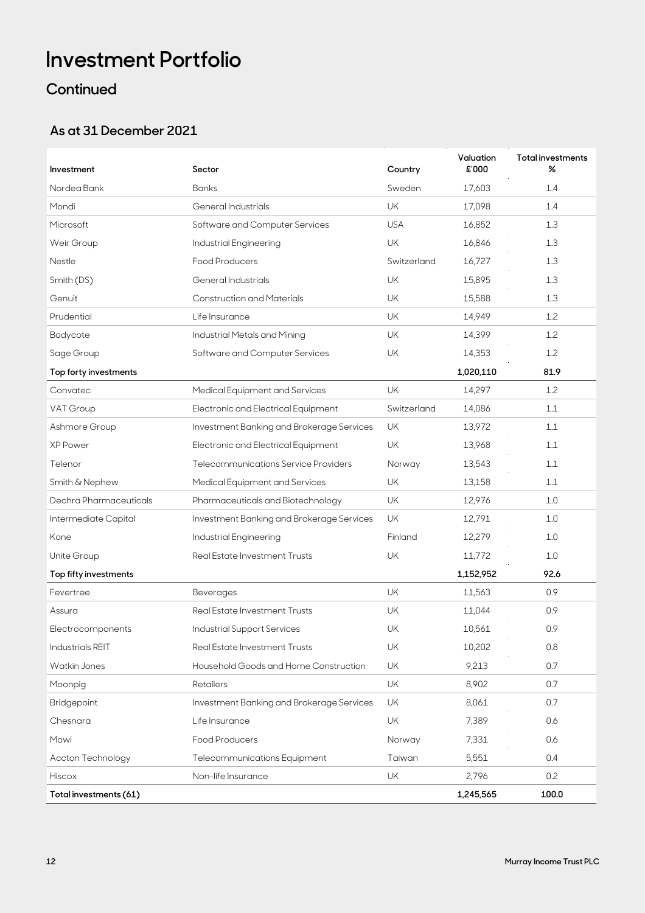# Investment Portfolio

## Continued

### As at 31 December 2021

| Investment | Sector | Country | Valuation £'000 | Total investments % |
|---|---|---|---|---|
| Nordea Bank | Banks | Sweden | 17,603 | 1.4 |
| Mondi | General Industrials | UK | 17,098 | 1.4 |
| Microsoft | Software and Computer Services | USA | 16,852 | 1.3 |
| Weir Group | Industrial Engineering | UK | 16,846 | 1.3 |
| Nestle | Food Producers | Switzerland | 16,727 | 1.3 |
| Smith (DS) | General Industrials | UK | 15,895 | 1.3 |
| Genuit | Construction and Materials | UK | 15,588 | 1.3 |
| Prudential | Life Insurance | UK | 14,949 | 1.2 |
| Bodycote | Industrial Metals and Mining | UK | 14,399 | 1.2 |
| Sage Group | Software and Computer Services | UK | 14,353 | 1.2 |
| **Top forty investments** | | | **1,020,110** | **81.9** |
| Convatec | Medical Equipment and Services | UK | 14,297 | 1.2 |
| VAT Group | Electronic and Electrical Equipment | Switzerland | 14,086 | 1.1 |
| Ashmore Group | Investment Banking and Brokerage Services | UK | 13,972 | 1.1 |
| XP Power | Electronic and Electrical Equipment | UK | 13,968 | 1.1 |
| Telenor | Telecommunications Service Providers | Norway | 13,543 | 1.1 |
| Smith & Nephew | Medical Equipment and Services | UK | 13,158 | 1.1 |
| Dechra Pharmaceuticals | Pharmaceuticals and Biotechnology | UK | 12,976 | 1.0 |
| Intermediate Capital | Investment Banking and Brokerage Services | UK | 12,791 | 1.0 |
| Kone | Industrial Engineering | Finland | 12,279 | 1.0 |
| Unite Group | Real Estate Investment Trusts | UK | 11,772 | 1.0 |
| **Top fifty investments** | | | **1,152,952** | **92.6** |
| Fevertree | Beverages | UK | 11,563 | 0.9 |
| Assura | Real Estate Investment Trusts | UK | 11,044 | 0.9 |
| Electrocomponents | Industrial Support Services | UK | 10,561 | 0.9 |
| Industrials REIT | Real Estate Investment Trusts | UK | 10,202 | 0.8 |
| Watkin Jones | Household Goods and Home Construction | UK | 9,213 | 0.7 |
| Moonpig | Retailers | UK | 8,902 | 0.7 |
| Bridgepoint | Investment Banking and Brokerage Services | UK | 8,061 | 0.7 |
| Chesnara | Life Insurance | UK | 7,389 | 0.6 |
| Mowi | Food Producers | Norway | 7,331 | 0.6 |
| Accton Technology | Telecommunications Equipment | Taiwan | 5,551 | 0.4 |
| Hiscox | Non-life Insurance | UK | 2,796 | 0.2 |
| **Total investments (61)** | | | **1,245,565** | **100.0** |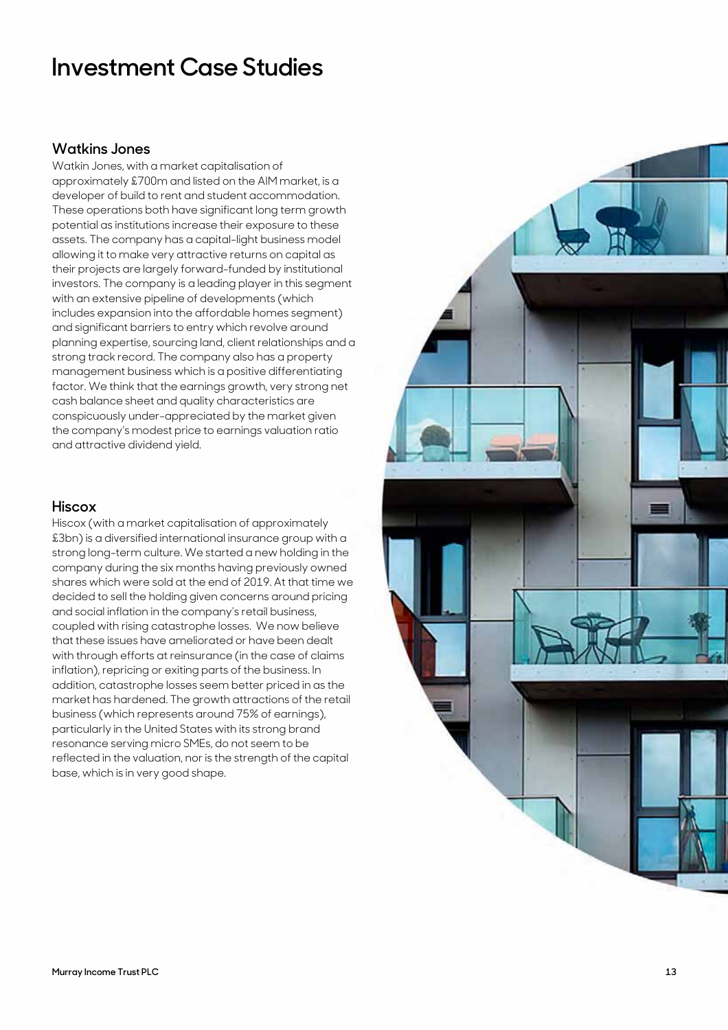# Investment Case Studies

## Watkins Jones

Watkin Jones, with a market capitalisation of approximately £700m and listed on the AIM market, is a developer of build to rent and student accommodation. These operations both have significant long term growth potential as institutions increase their exposure to these assets. The company has a capital-light business model allowing it to make very attractive returns on capital as their projects are largely forward-funded by institutional investors. The company is a leading player in this segment with an extensive pipeline of developments (which includes expansion into the affordable homes segment) and significant barriers to entry which revolve around planning expertise, sourcing land, client relationships and a strong track record. The company also has a property management business which is a positive differentiating factor. We think that the earnings growth, very strong net cash balance sheet and quality characteristics are conspicuously under-appreciated by the market given the company's modest price to earnings valuation ratio and attractive dividend yield.

## Hiscox

Hiscox (with a market capitalisation of approximately £3bn) is a diversified international insurance group with a strong long-term culture. We started a new holding in the company during the six months having previously owned shares which were sold at the end of 2019. At that time we decided to sell the holding given concerns around pricing and social inflation in the company's retail business, coupled with rising catastrophe losses. We now believe that these issues have ameliorated or have been dealt with through efforts at reinsurance (in the case of claims inflation), repricing or exiting parts of the business. In addition, catastrophe losses seem better priced in as the market has hardened. The growth attractions of the retail business (which represents around 75% of earnings), particularly in the United States with its strong brand resonance serving micro SMEs, do not seem to be reflected in the valuation, nor is the strength of the capital base, which is in very good shape.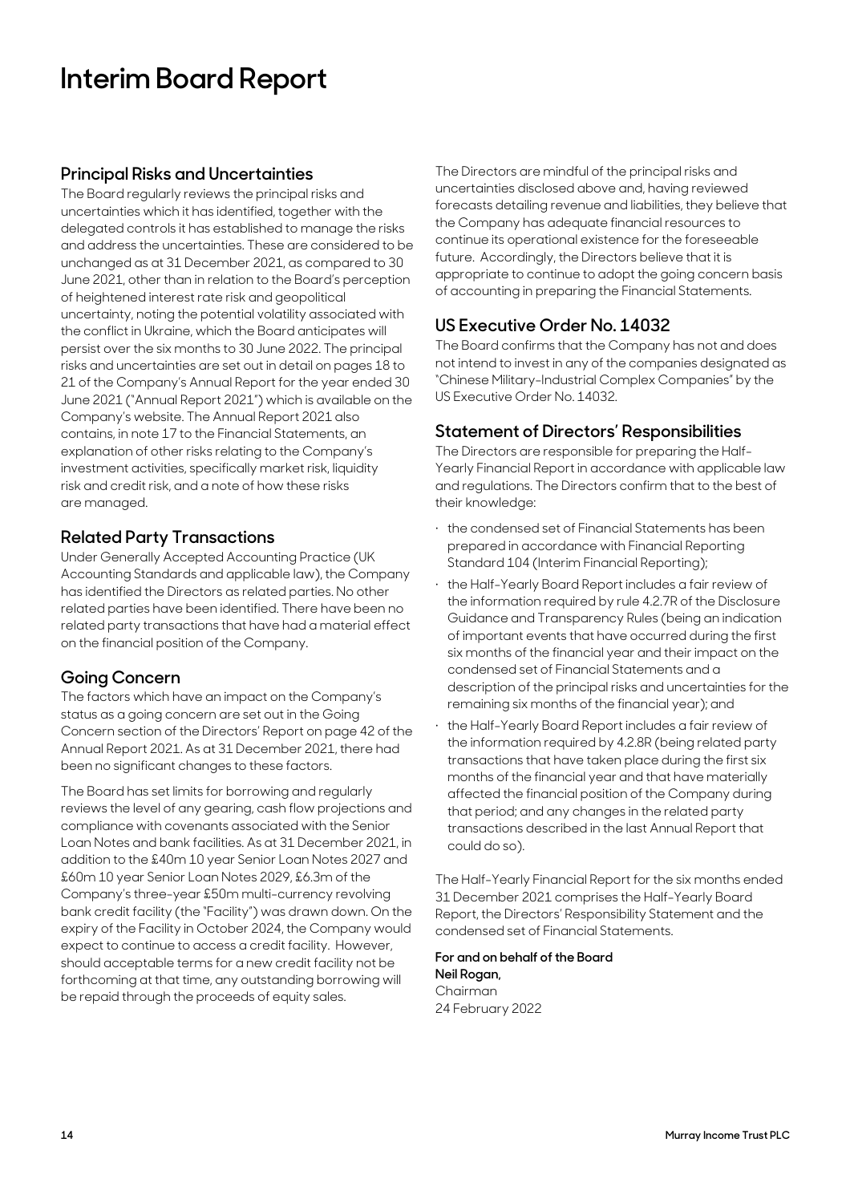# Interim Board Report

## Principal Risks and Uncertainties

The Board regularly reviews the principal risks and uncertainties which it has identified, together with the delegated controls it has established to manage the risks and address the uncertainties. These are considered to be unchanged as at 31 December 2021, as compared to 30 June 2021, other than in relation to the Board's perception of heightened interest rate risk and geopolitical uncertainty, noting the potential volatility associated with the conflict in Ukraine, which the Board anticipates will persist over the six months to 30 June 2022. The principal risks and uncertainties are set out in detail on pages 18 to 21 of the Company's Annual Report for the year ended 30 June 2021 ("Annual Report 2021") which is available on the Company's website. The Annual Report 2021 also contains, in note 17 to the Financial Statements, an explanation of other risks relating to the Company's investment activities, specifically market risk, liquidity risk and credit risk, and a note of how these risks are managed.

## Related Party Transactions

Under Generally Accepted Accounting Practice (UK Accounting Standards and applicable law), the Company has identified the Directors as related parties. No other related parties have been identified. There have been no related party transactions that have had a material effect on the financial position of the Company.

## Going Concern

The factors which have an impact on the Company's status as a going concern are set out in the Going Concern section of the Directors' Report on page 42 of the Annual Report 2021. As at 31 December 2021, there had been no significant changes to these factors.

The Board has set limits for borrowing and regularly reviews the level of any gearing, cash flow projections and compliance with covenants associated with the Senior Loan Notes and bank facilities. As at 31 December 2021, in addition to the £40m 10 year Senior Loan Notes 2027 and £60m 10 year Senior Loan Notes 2029, £6.3m of the Company's three-year £50m multi-currency revolving bank credit facility (the "Facility") was drawn down. On the expiry of the Facility in October 2024, the Company would expect to continue to access a credit facility. However, should acceptable terms for a new credit facility not be forthcoming at that time, any outstanding borrowing will be repaid through the proceeds of equity sales.

The Directors are mindful of the principal risks and uncertainties disclosed above and, having reviewed forecasts detailing revenue and liabilities, they believe that the Company has adequate financial resources to continue its operational existence for the foreseeable future. Accordingly, the Directors believe that it is appropriate to continue to adopt the going concern basis of accounting in preparing the Financial Statements.

## US Executive Order No. 14032

The Board confirms that the Company has not and does not intend to invest in any of the companies designated as "Chinese Military-Industrial Complex Companies" by the US Executive Order No. 14032.

## Statement of Directors' Responsibilities

The Directors are responsible for preparing the Half-Yearly Financial Report in accordance with applicable law and regulations. The Directors confirm that to the best of their knowledge:

- the condensed set of Financial Statements has been prepared in accordance with Financial Reporting Standard 104 (Interim Financial Reporting);
- the Half-Yearly Board Report includes a fair review of the information required by rule 4.2.7R of the Disclosure Guidance and Transparency Rules (being an indication of important events that have occurred during the first six months of the financial year and their impact on the condensed set of Financial Statements and a description of the principal risks and uncertainties for the remaining six months of the financial year); and
- the Half-Yearly Board Report includes a fair review of the information required by 4.2.8R (being related party transactions that have taken place during the first six months of the financial year and that have materially affected the financial position of the Company during that period; and any changes in the related party transactions described in the last Annual Report that could do so).

The Half-Yearly Financial Report for the six months ended 31 December 2021 comprises the Half-Yearly Board Report, the Directors' Responsibility Statement and the condensed set of Financial Statements.

**For and on behalf of the Board**
**Neil Rogan,**
Chairman
24 February 2022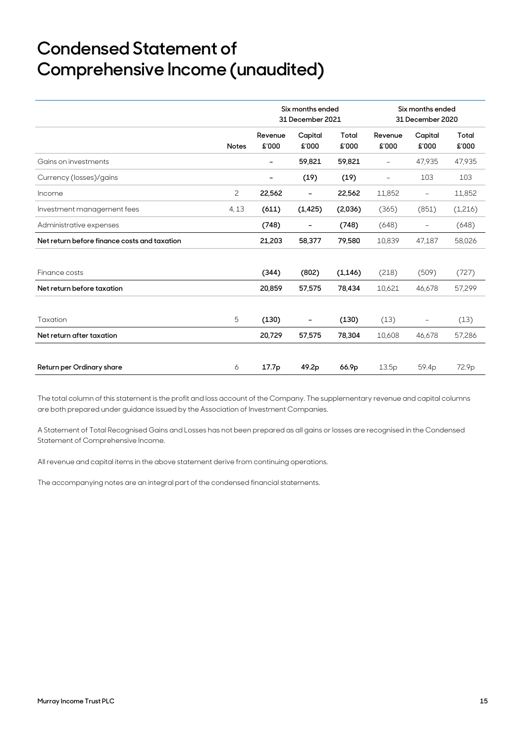# Condensed Statement of Comprehensive Income (unaudited)

| | | Six months ended 31 December 2021 | | | Six months ended 31 December 2020 | | |
|---|---|---|---|---|---|---|---|
| | Notes | Revenue £'000 | Capital £'000 | Total £'000 | Revenue £'000 | Capital £'000 | Total £'000 |
| Gains on investments | | – | 59,821 | 59,821 | – | 47,935 | 47,935 |
| Currency (losses)/gains | | – | (19) | (19) | – | 103 | 103 |
| Income | 2 | 22,562 | – | 22,562 | 11,852 | – | 11,852 |
| Investment management fees | 4, 13 | (611) | (1,425) | (2,036) | (365) | (851) | (1,216) |
| Administrative expenses | | (748) | – | (748) | (648) | – | (648) |
| **Net return before finance costs and taxation** | | **21,203** | **58,377** | **79,580** | 10,839 | 47,187 | 58,026 |
| Finance costs | | (344) | (802) | (1,146) | (218) | (509) | (727) |
| **Net return before taxation** | | **20,859** | **57,575** | **78,434** | 10,621 | 46,678 | 57,299 |
| Taxation | 5 | (130) | – | (130) | (13) | – | (13) |
| **Net return after taxation** | | **20,729** | **57,575** | **78,304** | 10,608 | 46,678 | 57,286 |
| **Return per Ordinary share** | 6 | **17.7p** | **49.2p** | **66.9p** | 13.5p | 59.4p | 72.9p |

The total column of this statement is the profit and loss account of the Company. The supplementary revenue and capital columns are both prepared under guidance issued by the Association of Investment Companies.

A Statement of Total Recognised Gains and Losses has not been prepared as all gains or losses are recognised in the Condensed Statement of Comprehensive Income.

All revenue and capital items in the above statement derive from continuing operations.

The accompanying notes are an integral part of the condensed financial statements.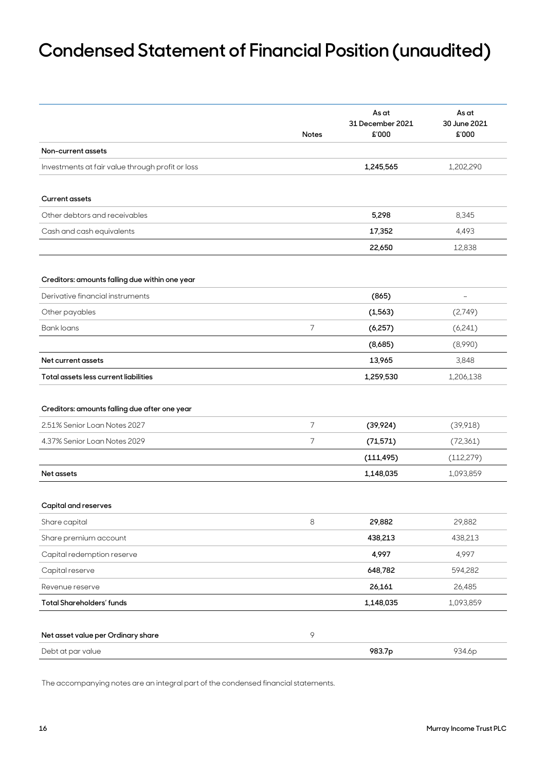# Condensed Statement of Financial Position (unaudited)

| | Notes | As at 31 December 2021 £'000 | As at 30 June 2021 £'000 |
|---|---|---|---|
| **Non-current assets** | | | |
| Investments at fair value through profit or loss | | **1,245,565** | 1,202,290 |
| | | | |
| **Current assets** | | | |
| Other debtors and receivables | | **5,298** | 8,345 |
| Cash and cash equivalents | | **17,352** | 4,493 |
| | | **22,650** | 12,838 |
| | | | |
| **Creditors: amounts falling due within one year** | | | |
| Derivative financial instruments | | **(865)** | – |
| Other payables | | **(1,563)** | (2,749) |
| Bank loans | 7 | **(6,257)** | (6,241) |
| | | **(8,685)** | (8,990) |
| **Net current assets** | | **13,965** | 3,848 |
| **Total assets less current liabilities** | | **1,259,530** | 1,206,138 |
| | | | |
| **Creditors: amounts falling due after one year** | | | |
| 2.51% Senior Loan Notes 2027 | 7 | **(39,924)** | (39,918) |
| 4.37% Senior Loan Notes 2029 | 7 | **(71,571)** | (72,361) |
| | | **(111,495)** | (112,279) |
| **Net assets** | | **1,148,035** | 1,093,859 |
| | | | |
| **Capital and reserves** | | | |
| Share capital | 8 | **29,882** | 29,882 |
| Share premium account | | **438,213** | 438,213 |
| Capital redemption reserve | | **4,997** | 4,997 |
| Capital reserve | | **648,782** | 594,282 |
| Revenue reserve | | **26,161** | 26,485 |
| **Total Shareholders' funds** | | **1,148,035** | 1,093,859 |
| | | | |
| **Net asset value per Ordinary share** | 9 | | |
| Debt at par value | | **983.7p** | 934.6p |

The accompanying notes are an integral part of the condensed financial statements.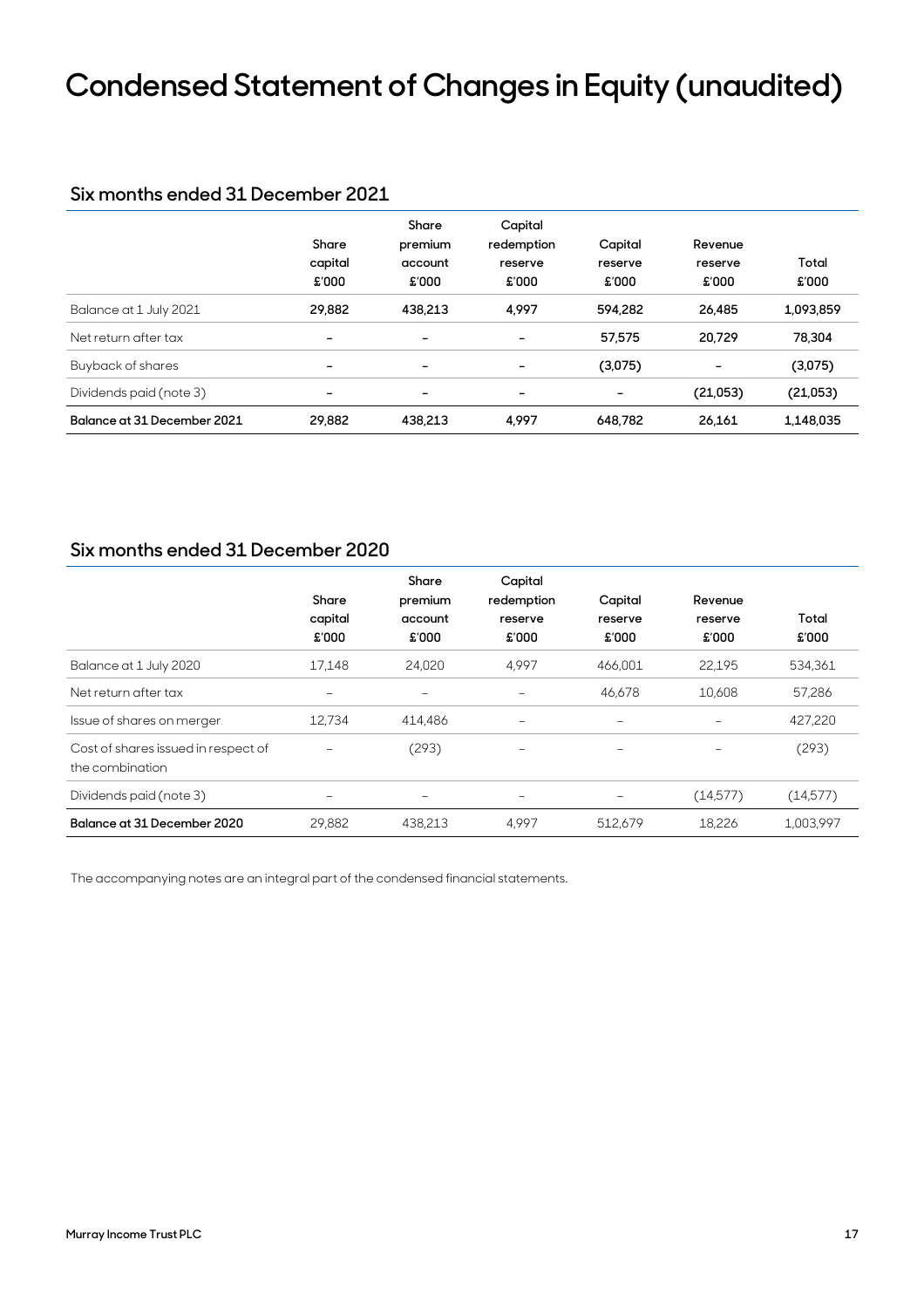# Condensed Statement of Changes in Equity (unaudited)

## Six months ended 31 December 2021

| | Share capital £'000 | Share premium account £'000 | Capital redemption reserve £'000 | Capital reserve £'000 | Revenue reserve £'000 | Total £'000 |
|---|---|---|---|---|---|---|
| Balance at 1 July 2021 | 29,882 | 438,213 | 4,997 | 594,282 | 26,485 | 1,093,859 |
| Net return after tax | – | – | – | 57,575 | 20,729 | 78,304 |
| Buyback of shares | – | – | – | (3,075) | – | (3,075) |
| Dividends paid (note 3) | – | – | – | – | (21,053) | (21,053) |
| **Balance at 31 December 2021** | **29,882** | **438,213** | **4,997** | **648,782** | **26,161** | **1,148,035** |

## Six months ended 31 December 2020

| | Share capital £'000 | Share premium account £'000 | Capital redemption reserve £'000 | Capital reserve £'000 | Revenue reserve £'000 | Total £'000 |
|---|---|---|---|---|---|---|
| Balance at 1 July 2020 | 17,148 | 24,020 | 4,997 | 466,001 | 22,195 | 534,361 |
| Net return after tax | – | – | – | 46,678 | 10,608 | 57,286 |
| Issue of shares on merger | 12,734 | 414,486 | – | – | – | 427,220 |
| Cost of shares issued in respect of the combination | – | (293) | – | – | – | (293) |
| Dividends paid (note 3) | – | – | – | – | (14,577) | (14,577) |
| **Balance at 31 December 2020** | 29,882 | 438,213 | 4,997 | 512,679 | 18,226 | 1,003,997 |

The accompanying notes are an integral part of the condensed financial statements.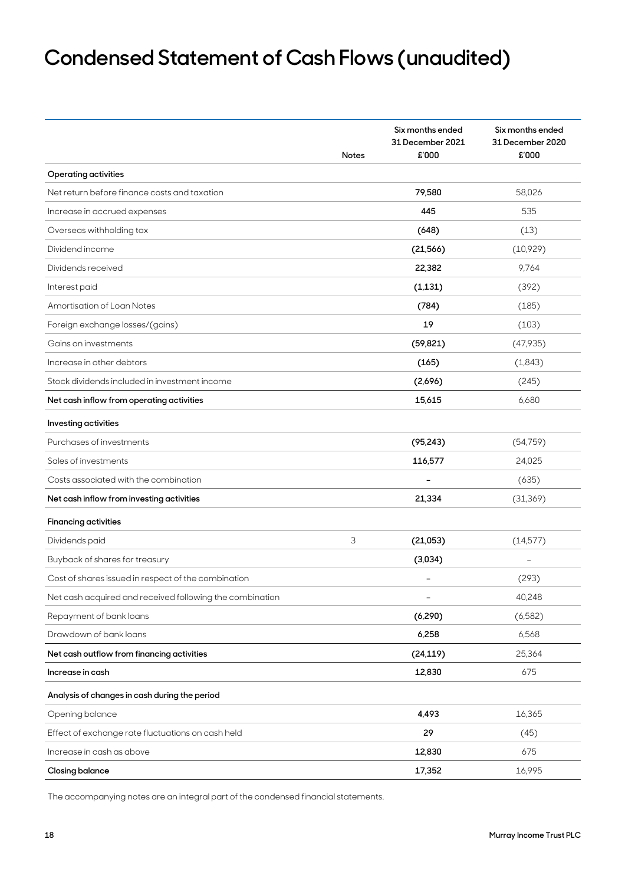# Condensed Statement of Cash Flows (unaudited)

| | Notes | Six months ended 31 December 2021 £'000 | Six months ended 31 December 2020 £'000 |
|---|---|---|---|
| **Operating activities** | | | |
| Net return before finance costs and taxation | | **79,580** | 58,026 |
| Increase in accrued expenses | | **445** | 535 |
| Overseas withholding tax | | **(648)** | (13) |
| Dividend income | | **(21,566)** | (10,929) |
| Dividends received | | **22,382** | 9,764 |
| Interest paid | | **(1,131)** | (392) |
| Amortisation of Loan Notes | | **(784)** | (185) |
| Foreign exchange losses/(gains) | | **19** | (103) |
| Gains on investments | | **(59,821)** | (47,935) |
| Increase in other debtors | | **(165)** | (1,843) |
| Stock dividends included in investment income | | **(2,696)** | (245) |
| **Net cash inflow from operating activities** | | **15,615** | 6,680 |
| **Investing activities** | | | |
| Purchases of investments | | **(95,243)** | (54,759) |
| Sales of investments | | **116,577** | 24,025 |
| Costs associated with the combination | | **–** | (635) |
| **Net cash inflow from investing activities** | | **21,334** | (31,369) |
| **Financing activities** | | | |
| Dividends paid | 3 | **(21,053)** | (14,577) |
| Buyback of shares for treasury | | **(3,034)** | – |
| Cost of shares issued in respect of the combination | | **–** | (293) |
| Net cash acquired and received following the combination | | **–** | 40,248 |
| Repayment of bank loans | | **(6,290)** | (6,582) |
| Drawdown of bank loans | | **6,258** | 6,568 |
| **Net cash outflow from financing activities** | | **(24,119)** | 25,364 |
| **Increase in cash** | | **12,830** | 675 |
| **Analysis of changes in cash during the period** | | | |
| Opening balance | | **4,493** | 16,365 |
| Effect of exchange rate fluctuations on cash held | | **29** | (45) |
| Increase in cash as above | | **12,830** | 675 |
| **Closing balance** | | **17,352** | 16,995 |

The accompanying notes are an integral part of the condensed financial statements.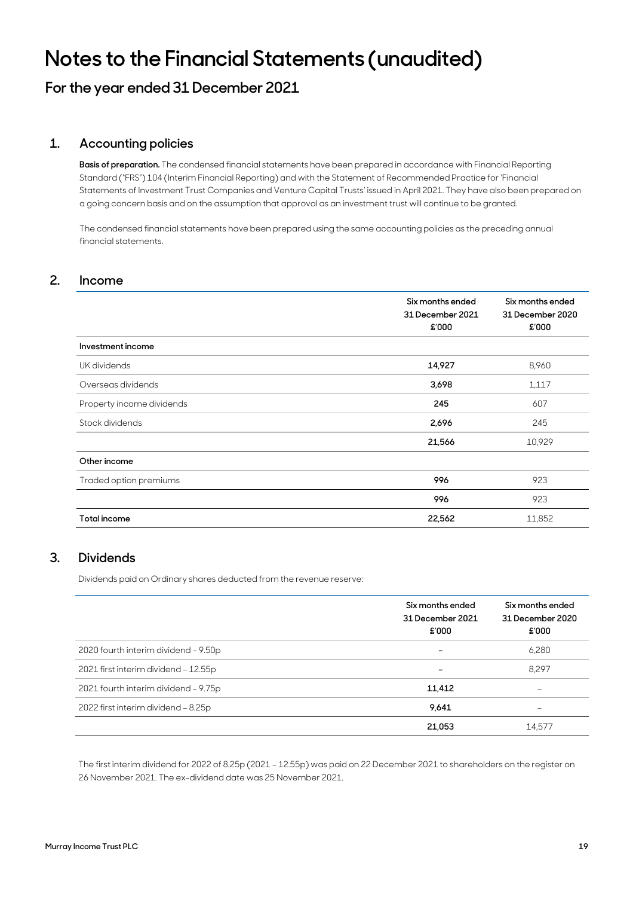# Notes to the Financial Statements (unaudited)

## For the year ended 31 December 2021

### 1. Accounting policies

**Basis of preparation.** The condensed financial statements have been prepared in accordance with Financial Reporting Standard ("FRS") 104 (Interim Financial Reporting) and with the Statement of Recommended Practice for 'Financial Statements of Investment Trust Companies and Venture Capital Trusts' issued in April 2021. They have also been prepared on a going concern basis and on the assumption that approval as an investment trust will continue to be granted.

The condensed financial statements have been prepared using the same accounting policies as the preceding annual financial statements.

### 2. Income

| | Six months ended 31 December 2021 £'000 | Six months ended 31 December 2020 £'000 |
|---|---|---|
| **Investment income** | | |
| UK dividends | **14,927** | 8,960 |
| Overseas dividends | **3,698** | 1,117 |
| Property income dividends | **245** | 607 |
| Stock dividends | **2,696** | 245 |
| | **21,566** | 10,929 |
| **Other income** | | |
| Traded option premiums | **996** | 923 |
| | **996** | 923 |
| **Total income** | **22,562** | 11,852 |

### 3. Dividends

Dividends paid on Ordinary shares deducted from the revenue reserve:

| | Six months ended 31 December 2021 £'000 | Six months ended 31 December 2020 £'000 |
|---|---|---|
| 2020 fourth interim dividend – 9.50p | – | 6,280 |
| 2021 first interim dividend – 12.55p | – | 8,297 |
| 2021 fourth interim dividend – 9.75p | **11,412** | – |
| 2022 first interim dividend – 8.25p | **9,641** | – |
| | **21,053** | 14,577 |

The first interim dividend for 2022 of 8.25p (2021 – 12.55p) was paid on 22 December 2021 to shareholders on the register on 26 November 2021. The ex-dividend date was 25 November 2021.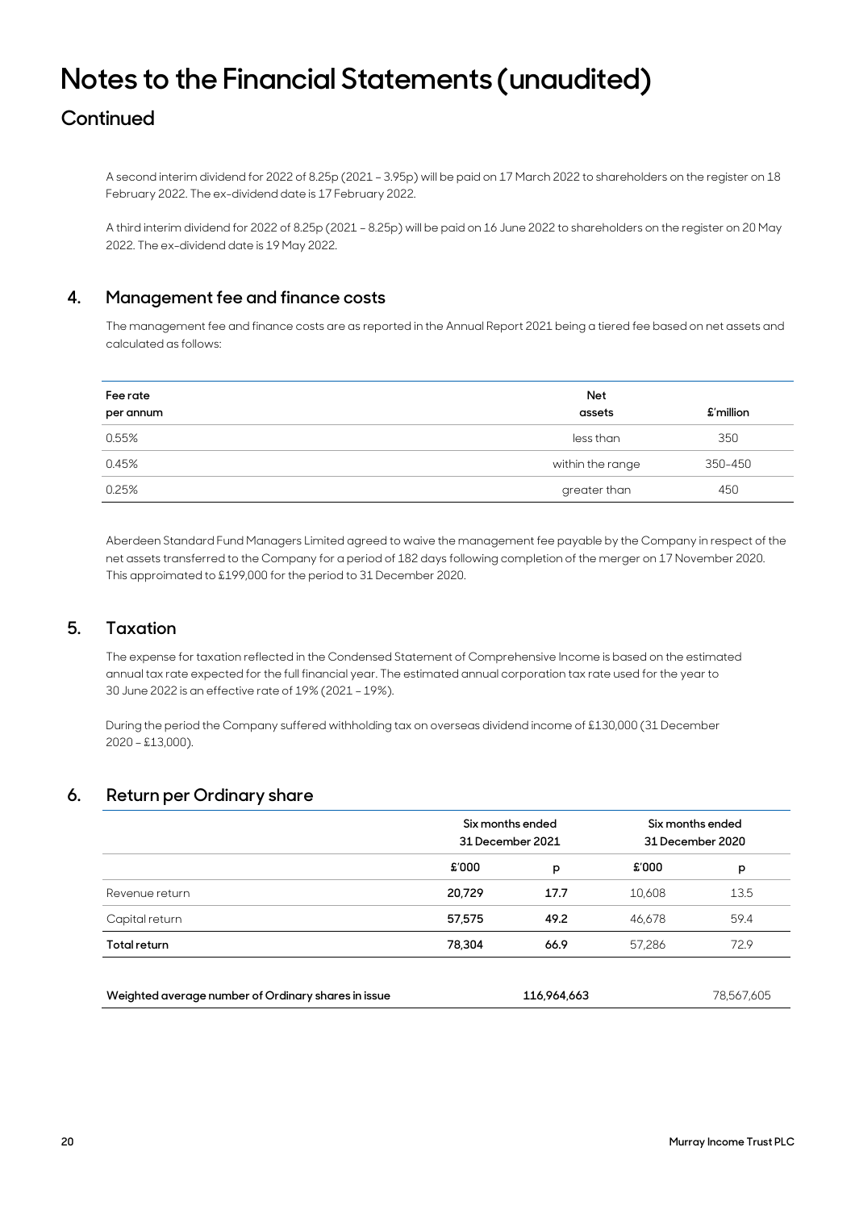# Notes to the Financial Statements (unaudited)

## Continued

A second interim dividend for 2022 of 8.25p (2021 – 3.95p) will be paid on 17 March 2022 to shareholders on the register on 18 February 2022. The ex-dividend date is 17 February 2022.

A third interim dividend for 2022 of 8.25p (2021 – 8.25p) will be paid on 16 June 2022 to shareholders on the register on 20 May 2022. The ex-dividend date is 19 May 2022.

### 4. Management fee and finance costs

The management fee and finance costs are as reported in the Annual Report 2021 being a tiered fee based on net assets and calculated as follows:

| Fee rate per annum | Net assets | £'million |
|---|---|---|
| 0.55% | less than | 350 |
| 0.45% | within the range | 350–450 |
| 0.25% | greater than | 450 |

Aberdeen Standard Fund Managers Limited agreed to waive the management fee payable by the Company in respect of the net assets transferred to the Company for a period of 182 days following completion of the merger on 17 November 2020. This appроimated to £199,000 for the period to 31 December 2020.

### 5. Taxation

The expense for taxation reflected in the Condensed Statement of Comprehensive Income is based on the estimated annual tax rate expected for the full financial year. The estimated annual corporation tax rate used for the year to 30 June 2022 is an effective rate of 19% (2021 – 19%).

During the period the Company suffered withholding tax on overseas dividend income of £130,000 (31 December 2020 – £13,000).

### 6. Return per Ordinary share

| | Six months ended 31 December 2021 | | Six months ended 31 December 2020 | |
|---|---|---|---|---|
| | **£'000** | **p** | £'000 | p |
| Revenue return | **20,729** | **17.7** | 10,608 | 13.5 |
| Capital return | **57,575** | **49.2** | 46,678 | 59.4 |
| **Total return** | **78,304** | **66.9** | 57,286 | 72.9 |
| | | | | |
| **Weighted average number of Ordinary shares in issue** | | **116,964,663** | | 78,567,605 |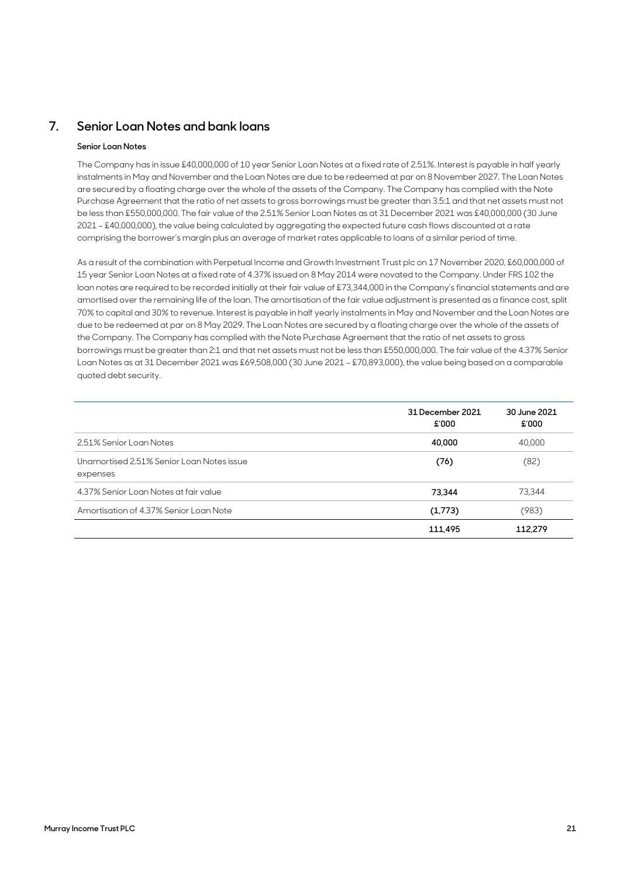## 7. Senior Loan Notes and bank loans

**Senior Loan Notes**

The Company has in issue £40,000,000 of 10 year Senior Loan Notes at a fixed rate of 2.51%. Interest is payable in half yearly instalments in May and November and the Loan Notes are due to be redeemed at par on 8 November 2027. The Loan Notes are secured by a floating charge over the whole of the assets of the Company. The Company has complied with the Note Purchase Agreement that the ratio of net assets to gross borrowings must be greater than 3.5:1 and that net assets must not be less than £550,000,000. The fair value of the 2.51% Senior Loan Notes as at 31 December 2021 was £40,000,000 (30 June 2021 – £40,000,000), the value being calculated by aggregating the expected future cash flows discounted at a rate comprising the borrower's margin plus an average of market rates applicable to loans of a similar period of time.

As a result of the combination with Perpetual Income and Growth Investment Trust plc on 17 November 2020, £60,000,000 of 15 year Senior Loan Notes at a fixed rate of 4.37% issued on 8 May 2014 were novated to the Company. Under FRS 102 the loan notes are required to be recorded initially at their fair value of £73,344,000 in the Company's financial statements and are amortised over the remaining life of the loan. The amortisation of the fair value adjustment is presented as a finance cost, split 70% to capital and 30% to revenue. Interest is payable in half yearly instalments in May and November and the Loan Notes are due to be redeemed at par on 8 May 2029. The Loan Notes are secured by a floating charge over the whole of the assets of the Company. The Company has complied with the Note Purchase Agreement that the ratio of net assets to gross borrowings must be greater than 2:1 and that net assets must not be less than £550,000,000. The fair value of the 4.37% Senior Loan Notes as at 31 December 2021 was £69,508,000 (30 June 2021 – £70,893,000), the value being based on a comparable quoted debt security.

| | 31 December 2021 £'000 | 30 June 2021 £'000 |
|---|---|---|
| 2.51% Senior Loan Notes | **40,000** | 40,000 |
| Unamortised 2.51% Senior Loan Notes issue expenses | **(76)** | (82) |
| 4.37% Senior Loan Notes at fair value | **73,344** | 73,344 |
| Amortisation of 4.37% Senior Loan Note | **(1,773)** | (983) |
| | **111,495** | **112,279** |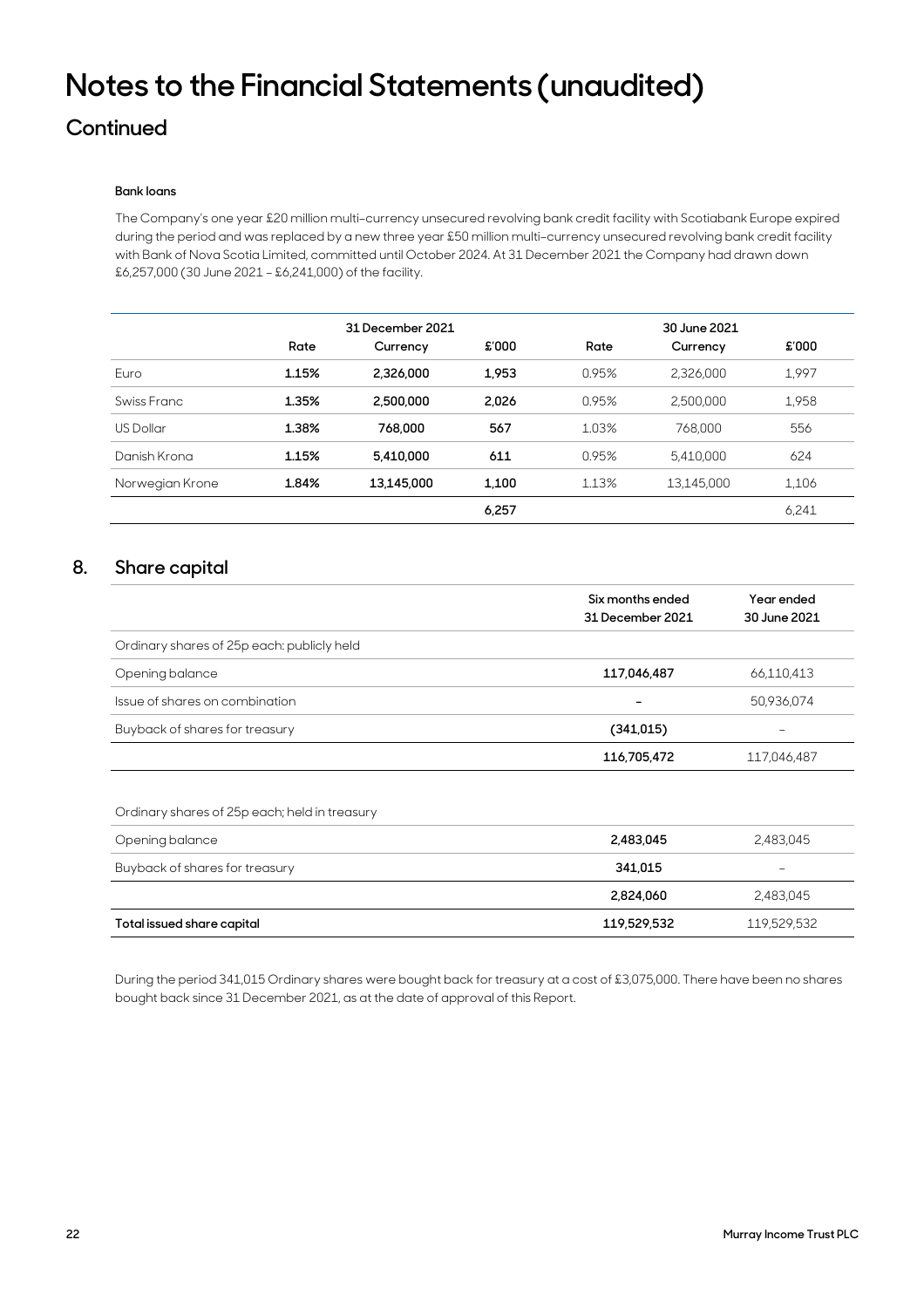# Notes to the Financial Statements (unaudited)

## Continued

**Bank loans**

The Company's one year £20 million multi-currency unsecured revolving bank credit facility with Scotiabank Europe expired during the period and was replaced by a new three year £50 million multi-currency unsecured revolving bank credit facility with Bank of Nova Scotia Limited, committed until October 2024. At 31 December 2021 the Company had drawn down £6,257,000 (30 June 2021 – £6,241,000) of the facility.

| | 31 December 2021 | | | 30 June 2021 | | |
|---|---|---|---|---|---|---|
| | Rate | Currency | £'000 | Rate | Currency | £'000 |
| Euro | **1.15%** | **2,326,000** | **1,953** | 0.95% | 2,326,000 | 1,997 |
| Swiss Franc | **1.35%** | **2,500,000** | **2,026** | 0.95% | 2,500,000 | 1,958 |
| US Dollar | **1.38%** | **768,000** | **567** | 1.03% | 768,000 | 556 |
| Danish Krona | **1.15%** | **5,410,000** | **611** | 0.95% | 5,410,000 | 624 |
| Norwegian Krone | **1.84%** | **13,145,000** | **1,100** | 1.13% | 13,145,000 | 1,106 |
| | | | **6,257** | | | 6,241 |

## 8. Share capital

| | Six months ended 31 December 2021 | Year ended 30 June 2021 |
|---|---|---|
| Ordinary shares of 25p each: publicly held | | |
| Opening balance | **117,046,487** | 66,110,413 |
| Issue of shares on combination | **–** | 50,936,074 |
| Buyback of shares for treasury | **(341,015)** | – |
| | **116,705,472** | 117,046,487 |
| | | |
| Ordinary shares of 25p each; held in treasury | | |
| Opening balance | **2,483,045** | 2,483,045 |
| Buyback of shares for treasury | **341,015** | – |
| | **2,824,060** | 2,483,045 |
| **Total issued share capital** | **119,529,532** | 119,529,532 |

During the period 341,015 Ordinary shares were bought back for treasury at a cost of £3,075,000. There have been no shares bought back since 31 December 2021, as at the date of approval of this Report.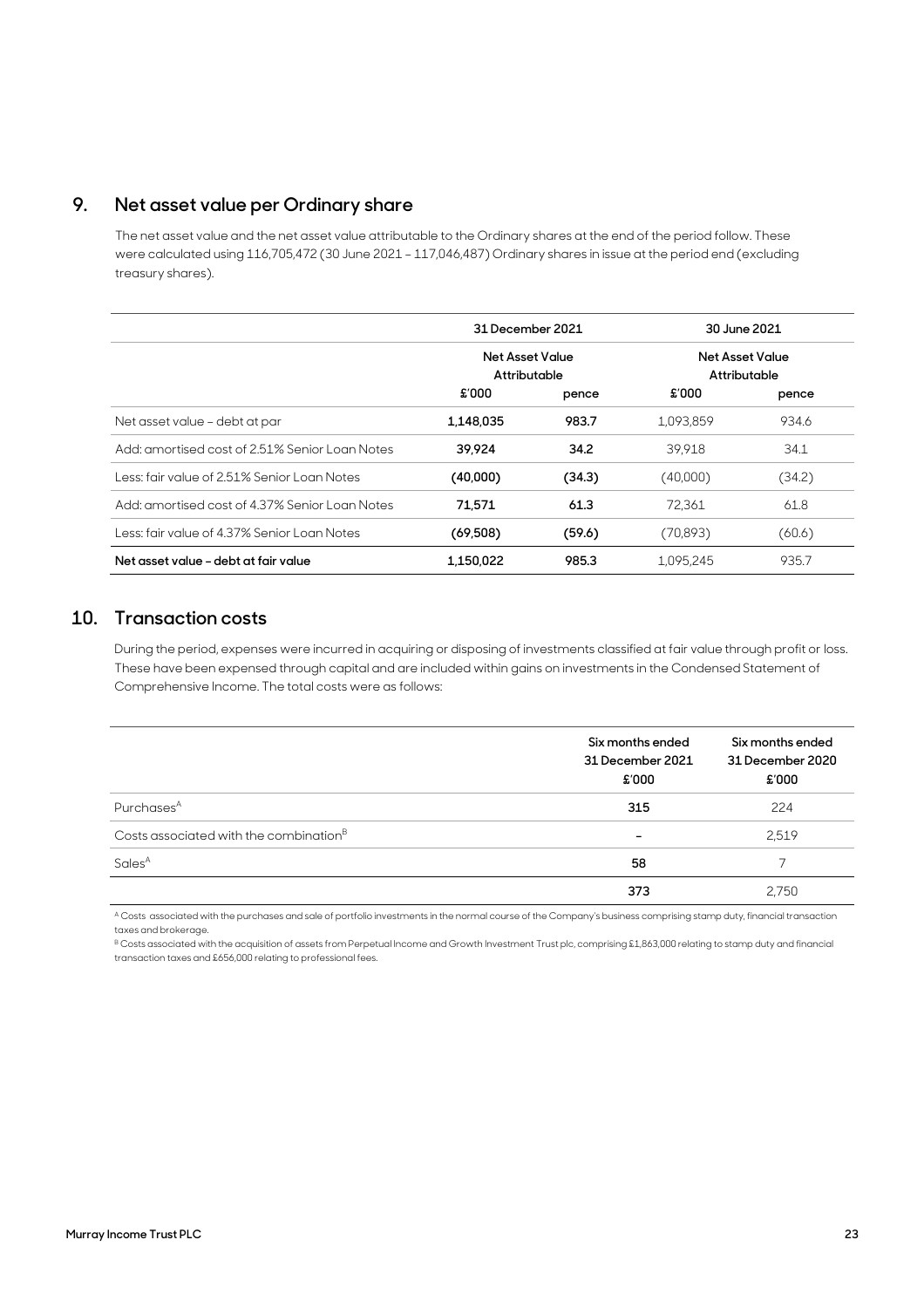## 9. Net asset value per Ordinary share

The net asset value and the net asset value attributable to the Ordinary shares at the end of the period follow. These were calculated using 116,705,472 (30 June 2021 – 117,046,487) Ordinary shares in issue at the period end (excluding treasury shares).

| | 31 December 2021 | | 30 June 2021 | |
|---|---|---|---|---|
| | Net Asset Value Attributable | | Net Asset Value Attributable | |
| | £'000 | pence | £'000 | pence |
| Net asset value – debt at par | **1,148,035** | **983.7** | 1,093,859 | 934.6 |
| Add: amortised cost of 2.51% Senior Loan Notes | **39,924** | **34.2** | 39,918 | 34.1 |
| Less: fair value of 2.51% Senior Loan Notes | **(40,000)** | **(34.3)** | (40,000) | (34.2) |
| Add: amortised cost of 4.37% Senior Loan Notes | **71,571** | **61.3** | 72,361 | 61.8 |
| Less: fair value of 4.37% Senior Loan Notes | **(69,508)** | **(59.6)** | (70,893) | (60.6) |
| **Net asset value – debt at fair value** | **1,150,022** | **985.3** | 1,095,245 | 935.7 |

## 10. Transaction costs

During the period, expenses were incurred in acquiring or disposing of investments classified at fair value through profit or loss. These have been expensed through capital and are included within gains on investments in the Condensed Statement of Comprehensive Income. The total costs were as follows:

| | Six months ended 31 December 2021 £'000 | Six months ended 31 December 2020 £'000 |
|---|---|---|
| Purchases[A] | **315** | 224 |
| Costs associated with the combination[B] | **–** | 2,519 |
| Sales[A] | **58** | 7 |
| | **373** | 2,750 |

[A] Costs associated with the purchases and sale of portfolio investments in the normal course of the Company's business comprising stamp duty, financial transaction taxes and brokerage.

[B] Costs associated with the acquisition of assets from Perpetual Income and Growth Investment Trust plc, comprising £1,863,000 relating to stamp duty and financial transaction taxes and £656,000 relating to professional fees.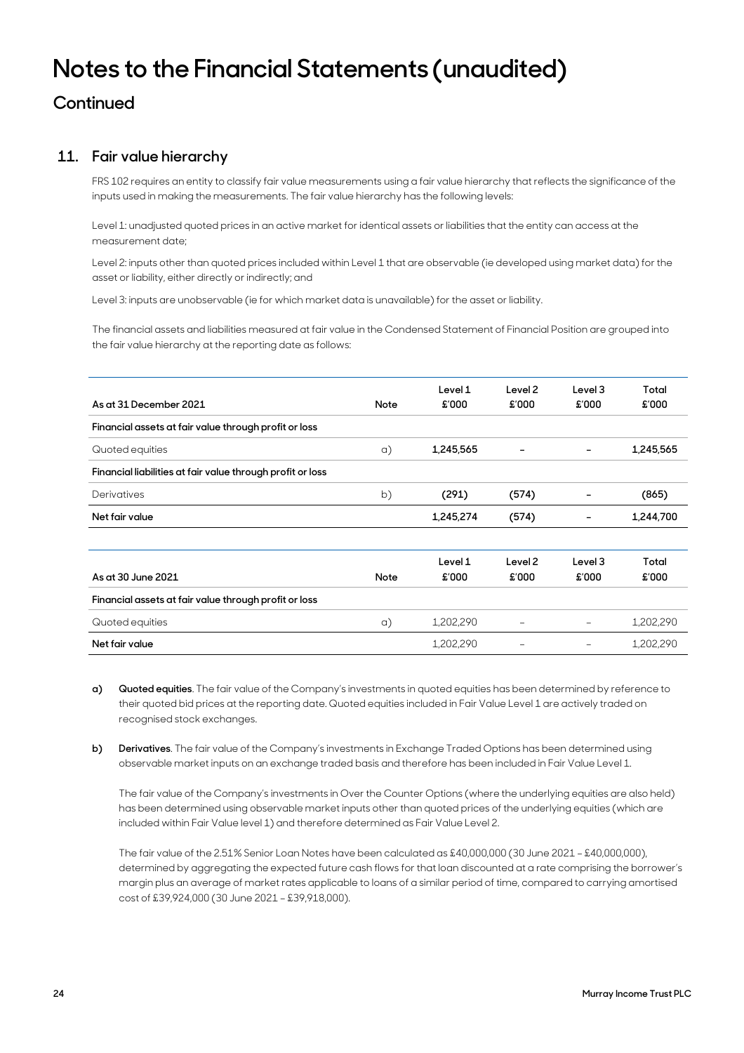# Notes to the Financial Statements (unaudited)

## Continued

### 11. Fair value hierarchy

FRS 102 requires an entity to classify fair value measurements using a fair value hierarchy that reflects the significance of the inputs used in making the measurements. The fair value hierarchy has the following levels:

Level 1: unadjusted quoted prices in an active market for identical assets or liabilities that the entity can access at the measurement date;

Level 2: inputs other than quoted prices included within Level 1 that are observable (ie developed using market data) for the asset or liability, either directly or indirectly; and

Level 3: inputs are unobservable (ie for which market data is unavailable) for the asset or liability.

The financial assets and liabilities measured at fair value in the Condensed Statement of Financial Position are grouped into the fair value hierarchy at the reporting date as follows:

| As at 31 December 2021 | Note | Level 1 £'000 | Level 2 £'000 | Level 3 £'000 | Total £'000 |
|---|---|---|---|---|---|
| **Financial assets at fair value through profit or loss** | | | | | |
| Quoted equities | a) | **1,245,565** | **–** | **–** | **1,245,565** |
| **Financial liabilities at fair value through profit or loss** | | | | | |
| Derivatives | b) | **(291)** | **(574)** | **–** | **(865)** |
| **Net fair value** | | **1,245,274** | **(574)** | **–** | **1,244,700** |

| As at 30 June 2021 | Note | Level 1 £'000 | Level 2 £'000 | Level 3 £'000 | Total £'000 |
|---|---|---|---|---|---|
| **Financial assets at fair value through profit or loss** | | | | | |
| Quoted equities | a) | 1,202,290 | – | – | 1,202,290 |
| **Net fair value** | | 1,202,290 | – | – | 1,202,290 |

**a) Quoted equities**. The fair value of the Company's investments in quoted equities has been determined by reference to their quoted bid prices at the reporting date. Quoted equities included in Fair Value Level 1 are actively traded on recognised stock exchanges.

**b) Derivatives**. The fair value of the Company's investments in Exchange Traded Options has been determined using observable market inputs on an exchange traded basis and therefore has been included in Fair Value Level 1.

The fair value of the Company's investments in Over the Counter Options (where the underlying equities are also held) has been determined using observable market inputs other than quoted prices of the underlying equities (which are included within Fair Value level 1) and therefore determined as Fair Value Level 2.

The fair value of the 2.51% Senior Loan Notes have been calculated as £40,000,000 (30 June 2021 – £40,000,000), determined by aggregating the expected future cash flows for that loan discounted at a rate comprising the borrower's margin plus an average of market rates applicable to loans of a similar period of time, compared to carrying amortised cost of £39,924,000 (30 June 2021 – £39,918,000).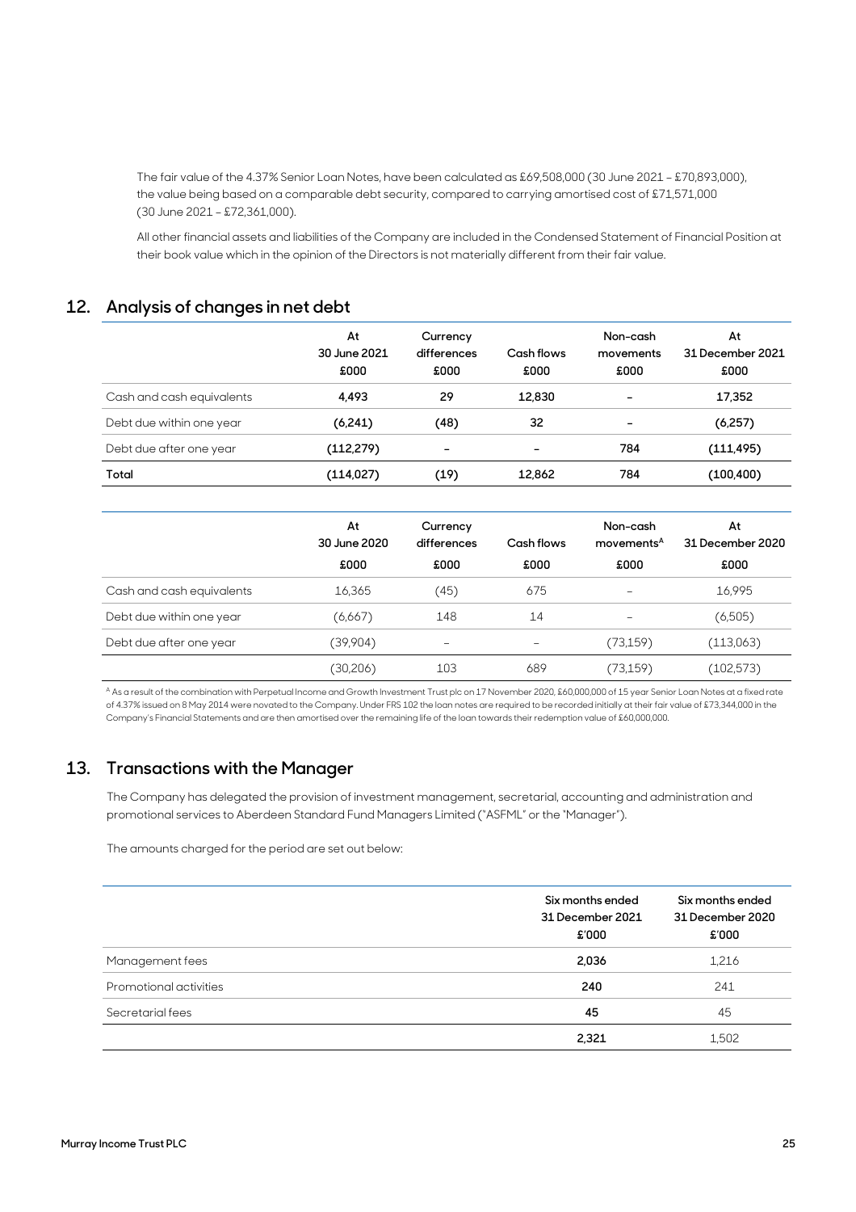The fair value of the 4.37% Senior Loan Notes, have been calculated as £69,508,000 (30 June 2021 – £70,893,000), the value being based on a comparable debt security, compared to carrying amortised cost of £71,571,000 (30 June 2021 – £72,361,000).

All other financial assets and liabilities of the Company are included in the Condensed Statement of Financial Position at their book value which in the opinion of the Directors is not materially different from their fair value.

## 12. Analysis of changes in net debt

| | At 30 June 2021 £000 | Currency differences £000 | Cash flows £000 | Non-cash movements £000 | At 31 December 2021 £000 |
|---|---|---|---|---|---|
| Cash and cash equivalents | **4,493** | **29** | **12,830** | **–** | **17,352** |
| Debt due within one year | **(6,241)** | **(48)** | **32** | **–** | **(6,257)** |
| Debt due after one year | **(112,279)** | **–** | **–** | **784** | **(111,495)** |
| **Total** | **(114,027)** | **(19)** | **12,862** | **784** | **(100,400)** |

| | At 30 June 2020 £000 | Currency differences £000 | Cash flows £000 | Non-cash movements[A] £000 | At 31 December 2020 £000 |
|---|---|---|---|---|---|
| Cash and cash equivalents | 16,365 | (45) | 675 | – | 16,995 |
| Debt due within one year | (6,667) | 148 | 14 | – | (6,505) |
| Debt due after one year | (39,904) | – | – | (73,159) | (113,063) |
| | (30,206) | 103 | 689 | (73,159) | (102,573) |

[A] As a result of the combination with Perpetual Income and Growth Investment Trust plc on 17 November 2020, £60,000,000 of 15 year Senior Loan Notes at a fixed rate of 4.37% issued on 8 May 2014 were novated to the Company. Under FRS 102 the loan notes are required to be recorded initially at their fair value of £73,344,000 in the Company's Financial Statements and are then amortised over the remaining life of the loan towards their redemption value of £60,000,000.

## 13. Transactions with the Manager

The Company has delegated the provision of investment management, secretarial, accounting and administration and promotional services to Aberdeen Standard Fund Managers Limited ("ASFML" or the "Manager").

The amounts charged for the period are set out below:

| | Six months ended 31 December 2021 £'000 | Six months ended 31 December 2020 £'000 |
|---|---|---|
| Management fees | **2,036** | 1,216 |
| Promotional activities | **240** | 241 |
| Secretarial fees | **45** | 45 |
| | **2,321** | 1,502 |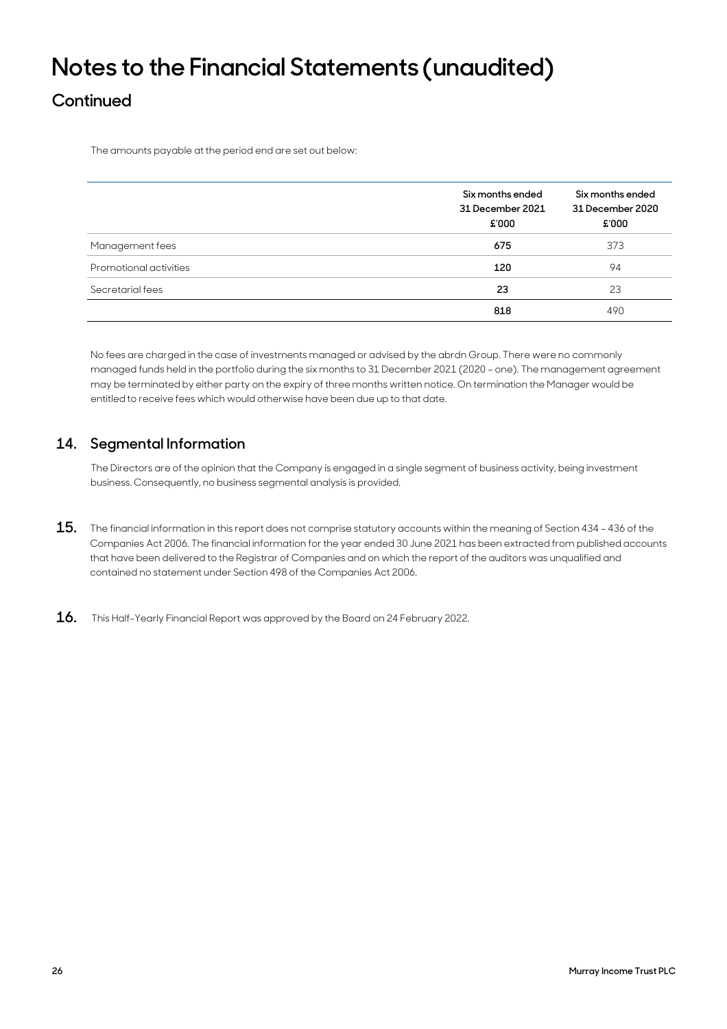# Notes to the Financial Statements (unaudited)

## Continued

The amounts payable at the period end are set out below:

| | Six months ended 31 December 2021 £'000 | Six months ended 31 December 2020 £'000 |
|---|---|---|
| Management fees | **675** | 373 |
| Promotional activities | **120** | 94 |
| Secretarial fees | **23** | 23 |
| | **818** | 490 |

No fees are charged in the case of investments managed or advised by the abrdn Group. There were no commonly managed funds held in the portfolio during the six months to 31 December 2021 (2020 - one). The management agreement may be terminated by either party on the expiry of three months written notice. On termination the Manager would be entitled to receive fees which would otherwise have been due up to that date.

## 14. Segmental Information

The Directors are of the opinion that the Company is engaged in a single segment of business activity, being investment business. Consequently, no business segmental analysis is provided.

**15.** The financial information in this report does not comprise statutory accounts within the meaning of Section 434 – 436 of the Companies Act 2006. The financial information for the year ended 30 June 2021 has been extracted from published accounts that have been delivered to the Registrar of Companies and on which the report of the auditors was unqualified and contained no statement under Section 498 of the Companies Act 2006.

**16.** This Half-Yearly Financial Report was approved by the Board on 24 February 2022.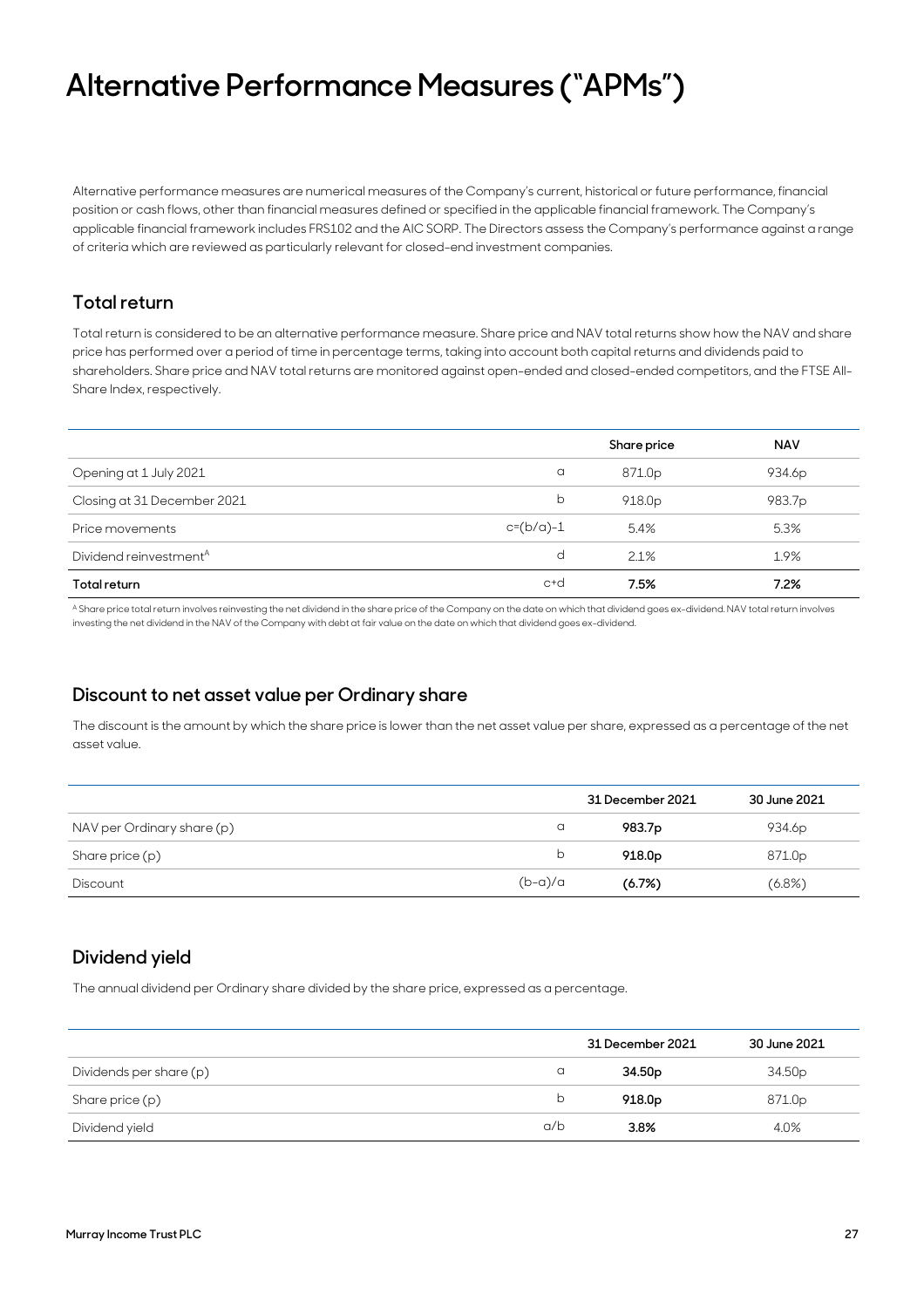# Alternative Performance Measures ("APMs")

Alternative performance measures are numerical measures of the Company's current, historical or future performance, financial position or cash flows, other than financial measures defined or specified in the applicable financial framework. The Company's applicable financial framework includes FRS102 and the AIC SORP. The Directors assess the Company's performance against a range of criteria which are reviewed as particularly relevant for closed-end investment companies.

## Total return

Total return is considered to be an alternative performance measure. Share price and NAV total returns show how the NAV and share price has performed over a period of time in percentage terms, taking into account both capital returns and dividends paid to shareholders. Share price and NAV total returns are monitored against open-ended and closed-ended competitors, and the FTSE All-Share Index, respectively.

| | | Share price | NAV |
|---|---|---|---|
| Opening at 1 July 2021 | a | 871.0p | 934.6p |
| Closing at 31 December 2021 | b | 918.0p | 983.7p |
| Price movements | c=(b/a)-1 | 5.4% | 5.3% |
| Dividend reinvestment[A] | d | 2.1% | 1.9% |
| **Total return** | c+d | **7.5%** | **7.2%** |

[A] Share price total return involves reinvesting the net dividend in the share price of the Company on the date on which that dividend goes ex-dividend. NAV total return involves investing the net dividend in the NAV of the Company with debt at fair value on the date on which that dividend goes ex-dividend.

## Discount to net asset value per Ordinary share

The discount is the amount by which the share price is lower than the net asset value per share, expressed as a percentage of the net asset value.

| | | 31 December 2021 | 30 June 2021 |
|---|---|---|---|
| NAV per Ordinary share (p) | a | **983.7p** | 934.6p |
| Share price (p) | b | **918.0p** | 871.0p |
| Discount | (b-a)/a | **(6.7%)** | (6.8%) |

## Dividend yield

The annual dividend per Ordinary share divided by the share price, expressed as a percentage.

| | | 31 December 2021 | 30 June 2021 |
|---|---|---|---|
| Dividends per share (p) | a | **34.50p** | 34.50p |
| Share price (p) | b | **918.0p** | 871.0p |
| Dividend yield | a/b | **3.8%** | 4.0% |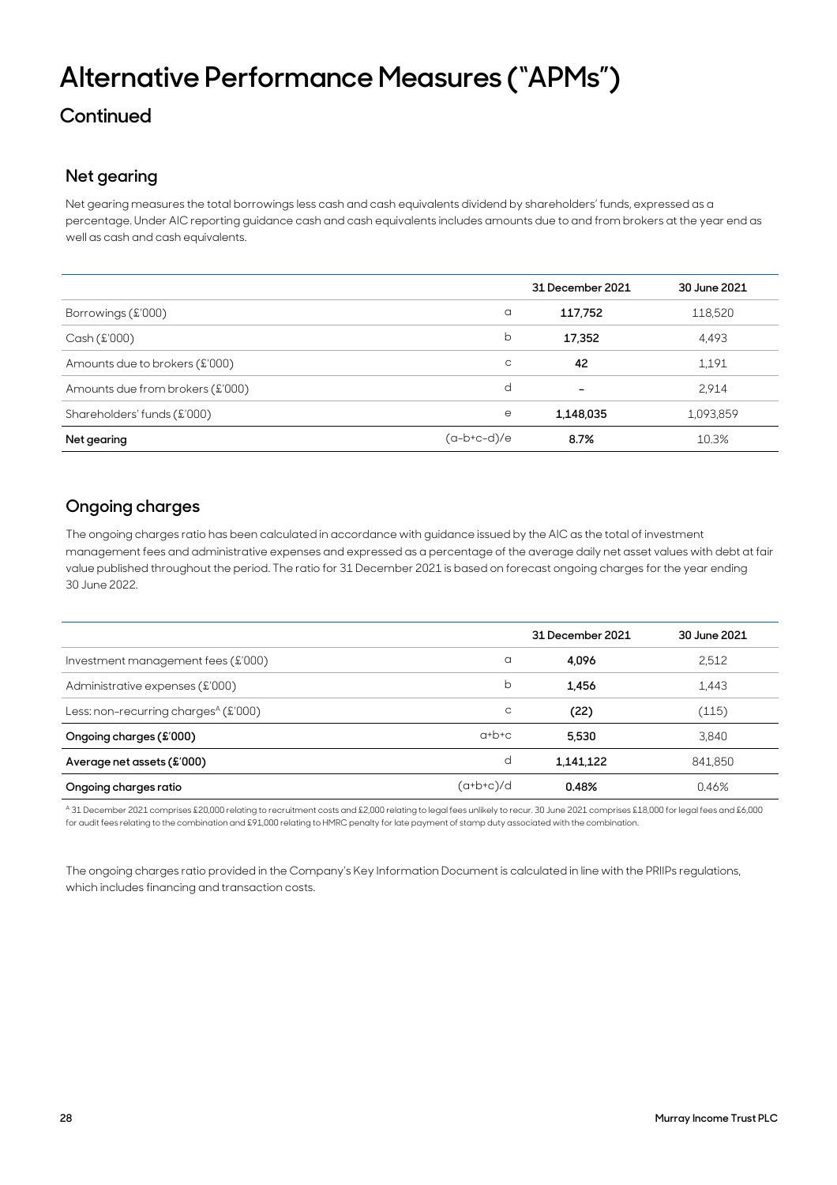# Alternative Performance Measures ("APMs")

## Continued

### Net gearing

Net gearing measures the total borrowings less cash and cash equivalents dividend by shareholders' funds, expressed as a percentage. Under AIC reporting guidance cash and cash equivalents includes amounts due to and from brokers at the year end as well as cash and cash equivalents.

| | | 31 December 2021 | 30 June 2021 |
|---|---|---|---|
| Borrowings (£'000) | a | **117,752** | 118,520 |
| Cash (£'000) | b | **17,352** | 4,493 |
| Amounts due to brokers (£'000) | c | **42** | 1,191 |
| Amounts due from brokers (£'000) | d | **–** | 2,914 |
| Shareholders' funds (£'000) | e | **1,148,035** | 1,093,859 |
| **Net gearing** | (a-b+c-d)/e | **8.7%** | 10.3% |

### Ongoing charges

The ongoing charges ratio has been calculated in accordance with guidance issued by the AIC as the total of investment management fees and administrative expenses and expressed as a percentage of the average daily net asset values with debt at fair value published throughout the period. The ratio for 31 December 2021 is based on forecast ongoing charges for the year ending 30 June 2022.

| | | 31 December 2021 | 30 June 2021 |
|---|---|---|---|
| Investment management fees (£'000) | a | **4,096** | 2,512 |
| Administrative expenses (£'000) | b | **1,456** | 1,443 |
| Less: non-recurring charges[A] (£'000) | c | **(22)** | (115) |
| **Ongoing charges (£'000)** | a+b+c | **5,530** | 3,840 |
| **Average net assets (£'000)** | d | **1,141,122** | 841,850 |
| **Ongoing charges ratio** | (a+b+c)/d | **0.48%** | 0.46% |

[A] 31 December 2021 comprises £20,000 relating to recruitment costs and £2,000 relating to legal fees unlikely to recur. 30 June 2021 comprises £18,000 for legal fees and £6,000 for audit fees relating to the combination and £91,000 relating to HMRC penalty for late payment of stamp duty associated with the combination.

The ongoing charges ratio provided in the Company's Key Information Document is calculated in line with the PRIIPs regulations, which includes financing and transaction costs.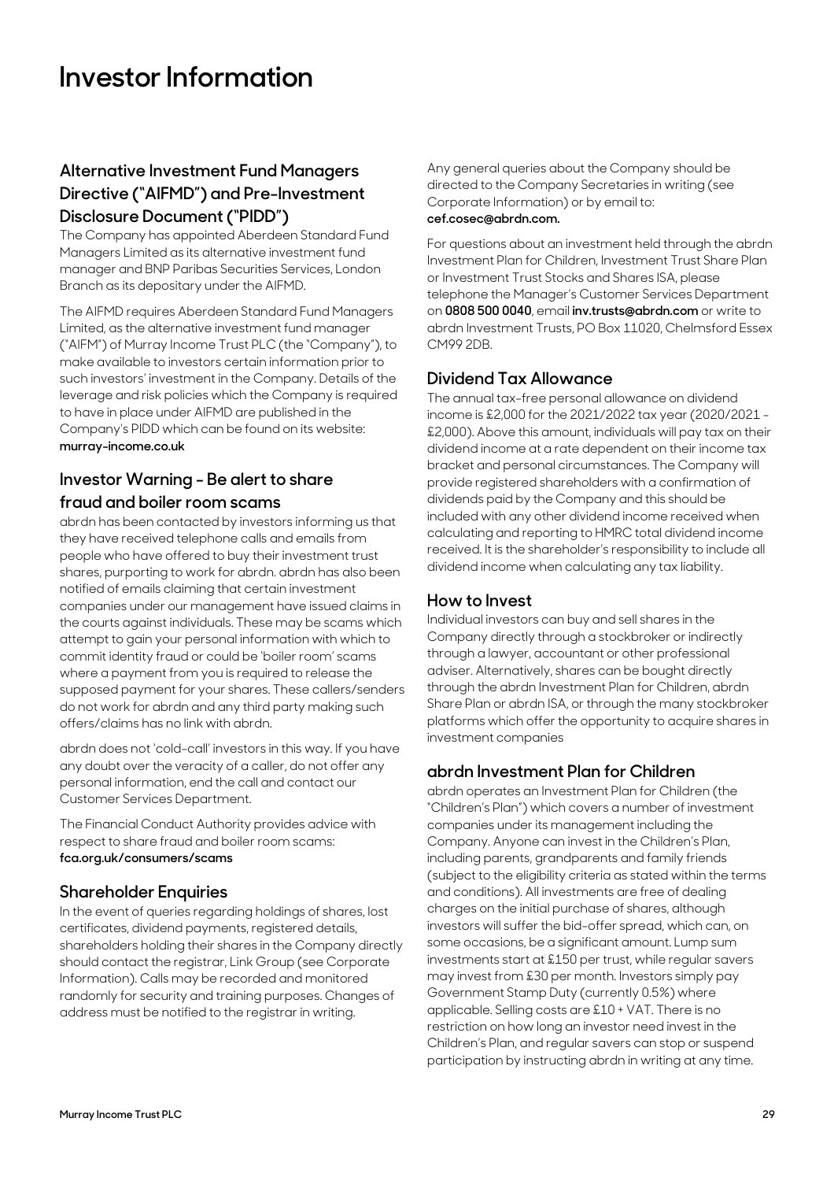# Investor Information

## Alternative Investment Fund Managers Directive ("AIFMD") and Pre-Investment Disclosure Document ("PIDD")

The Company has appointed Aberdeen Standard Fund Managers Limited as its alternative investment fund manager and BNP Paribas Securities Services, London Branch as its depositary under the AIFMD.

The AIFMD requires Aberdeen Standard Fund Managers Limited, as the alternative investment fund manager ("AIFM") of Murray Income Trust PLC (the "Company"), to make available to investors certain information prior to such investors' investment in the Company. Details of the leverage and risk policies which the Company is required to have in place under AIFMD are published in the Company's PIDD which can be found on its website: **murray-income.co.uk**

## Investor Warning - Be alert to share fraud and boiler room scams

abrdn has been contacted by investors informing us that they have received telephone calls and emails from people who have offered to buy their investment trust shares, purporting to work for abrdn. abrdn has also been notified of emails claiming that certain investment companies under our management have issued claims in the courts against individuals. These may be scams which attempt to gain your personal information with which to commit identity fraud or could be 'boiler room' scams where a payment from you is required to release the supposed payment for your shares. These callers/senders do not work for abrdn and any third party making such offers/claims has no link with abrdn.

abrdn does not 'cold-call' investors in this way. If you have any doubt over the veracity of a caller, do not offer any personal information, end the call and contact our Customer Services Department.

The Financial Conduct Authority provides advice with respect to share fraud and boiler room scams: **fca.org.uk/consumers/scams**

## Shareholder Enquiries

In the event of queries regarding holdings of shares, lost certificates, dividend payments, registered details, shareholders holding their shares in the Company directly should contact the registrar, Link Group (see Corporate Information). Calls may be recorded and monitored randomly for security and training purposes. Changes of address must be notified to the registrar in writing.

Any general queries about the Company should be directed to the Company Secretaries in writing (see Corporate Information) or by email to: **cef.cosec@abrdn.com.**

For questions about an investment held through the abrdn Investment Plan for Children, Investment Trust Share Plan or Investment Trust Stocks and Shares ISA, please telephone the Manager's Customer Services Department on **0808 500 0040**, email **inv.trusts@abrdn.com** or write to abrdn Investment Trusts, PO Box 11020, Chelmsford Essex CM99 2DB.

## Dividend Tax Allowance

The annual tax-free personal allowance on dividend income is £2,000 for the 2021/2022 tax year (2020/2021 - £2,000). Above this amount, individuals will pay tax on their dividend income at a rate dependent on their income tax bracket and personal circumstances. The Company will provide registered shareholders with a confirmation of dividends paid by the Company and this should be included with any other dividend income received when calculating and reporting to HMRC total dividend income received. It is the shareholder's responsibility to include all dividend income when calculating any tax liability.

## How to Invest

Individual investors can buy and sell shares in the Company directly through a stockbroker or indirectly through a lawyer, accountant or other professional adviser. Alternatively, shares can be bought directly through the abrdn Investment Plan for Children, abrdn Share Plan or abrdn ISA, or through the many stockbroker platforms which offer the opportunity to acquire shares in investment companies

## abrdn Investment Plan for Children

abrdn operates an Investment Plan for Children (the "Children's Plan") which covers a number of investment companies under its management including the Company. Anyone can invest in the Children's Plan, including parents, grandparents and family friends (subject to the eligibility criteria as stated within the terms and conditions). All investments are free of dealing charges on the initial purchase of shares, although investors will suffer the bid-offer spread, which can, on some occasions, be a significant amount. Lump sum investments start at £150 per trust, while regular savers may invest from £30 per month. Investors simply pay Government Stamp Duty (currently 0.5%) where applicable. Selling costs are £10 + VAT. There is no restriction on how long an investor need invest in the Children's Plan, and regular savers can stop or suspend participation by instructing abrdn in writing at any time.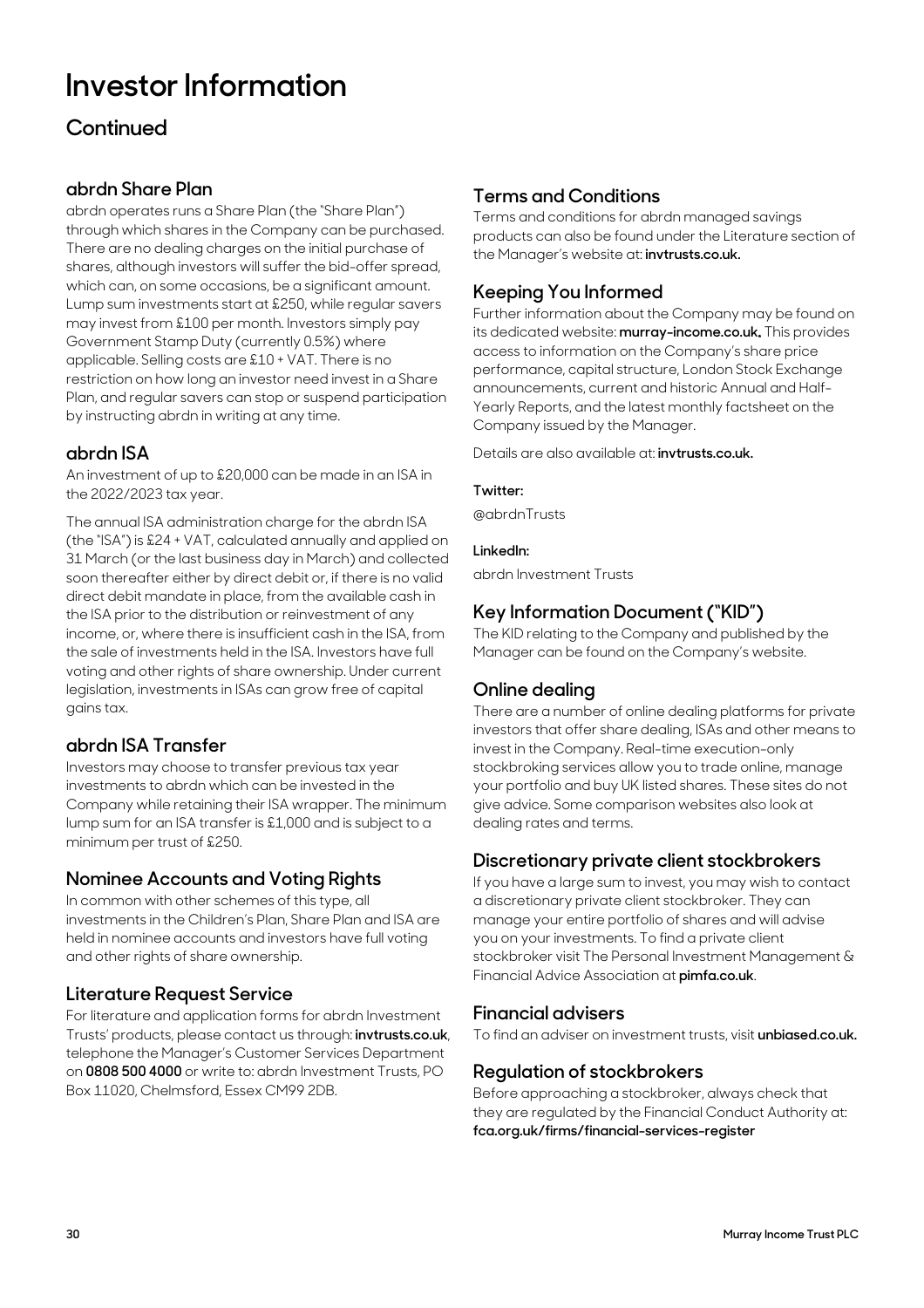# Investor Information

## Continued

### abrdn Share Plan

abrdn operates runs a Share Plan (the "Share Plan") through which shares in the Company can be purchased. There are no dealing charges on the initial purchase of shares, although investors will suffer the bid-offer spread, which can, on some occasions, be a significant amount. Lump sum investments start at £250, while regular savers may invest from £100 per month. Investors simply pay Government Stamp Duty (currently 0.5%) where applicable. Selling costs are £10 + VAT. There is no restriction on how long an investor need invest in a Share Plan, and regular savers can stop or suspend participation by instructing abrdn in writing at any time.

### abrdn ISA

An investment of up to £20,000 can be made in an ISA in the 2022/2023 tax year.

The annual ISA administration charge for the abrdn ISA (the "ISA") is £24 + VAT, calculated annually and applied on 31 March (or the last business day in March) and collected soon thereafter either by direct debit or, if there is no valid direct debit mandate in place, from the available cash in the ISA prior to the distribution or reinvestment of any income, or, where there is insufficient cash in the ISA, from the sale of investments held in the ISA. Investors have full voting and other rights of share ownership. Under current legislation, investments in ISAs can grow free of capital gains tax.

### abrdn ISA Transfer

Investors may choose to transfer previous tax year investments to abrdn which can be invested in the Company while retaining their ISA wrapper. The minimum lump sum for an ISA transfer is £1,000 and is subject to a minimum per trust of £250.

### Nominee Accounts and Voting Rights

In common with other schemes of this type, all investments in the Children's Plan, Share Plan and ISA are held in nominee accounts and investors have full voting and other rights of share ownership.

### Literature Request Service

For literature and application forms for abrdn Investment Trusts' products, please contact us through: **invtrusts.co.uk**, telephone the Manager's Customer Services Department on **0808 500 4000** or write to: abrdn Investment Trusts, PO Box 11020, Chelmsford, Essex CM99 2DB.

### Terms and Conditions

Terms and conditions for abrdn managed savings products can also be found under the Literature section of the Manager's website at: **invtrusts.co.uk.**

### Keeping You Informed

Further information about the Company may be found on its dedicated website: **murray-income.co.uk.** This provides access to information on the Company's share price performance, capital structure, London Stock Exchange announcements, current and historic Annual and Half-Yearly Reports, and the latest monthly factsheet on the Company issued by the Manager.

Details are also available at: **invtrusts.co.uk.**

**Twitter:**

@abrdnTrusts

**LinkedIn:**

abrdn Investment Trusts

### Key Information Document ("KID")

The KID relating to the Company and published by the Manager can be found on the Company's website.

### Online dealing

There are a number of online dealing platforms for private investors that offer share dealing, ISAs and other means to invest in the Company. Real-time execution-only stockbroking services allow you to trade online, manage your portfolio and buy UK listed shares. These sites do not give advice. Some comparison websites also look at dealing rates and terms.

### Discretionary private client stockbrokers

If you have a large sum to invest, you may wish to contact a discretionary private client stockbroker. They can manage your entire portfolio of shares and will advise you on your investments. To find a private client stockbroker visit The Personal Investment Management & Financial Advice Association at **pimfa.co.uk**.

### Financial advisers

To find an adviser on investment trusts, visit **unbiased.co.uk.**

### Regulation of stockbrokers

Before approaching a stockbroker, always check that they are regulated by the Financial Conduct Authority at: **fca.org.uk/firms/financial-services-register**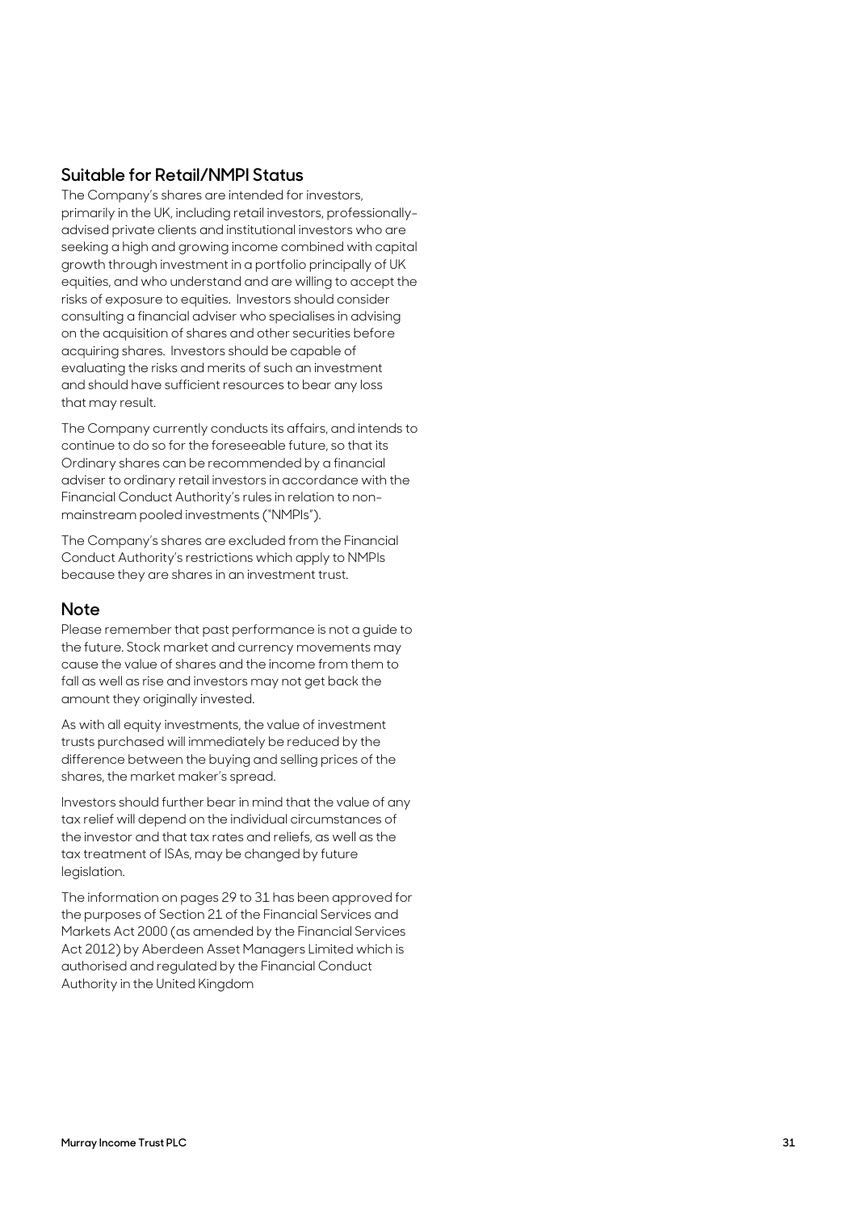## Suitable for Retail/NMPI Status

The Company's shares are intended for investors, primarily in the UK, including retail investors, professionally-advised private clients and institutional investors who are seeking a high and growing income combined with capital growth through investment in a portfolio principally of UK equities, and who understand and are willing to accept the risks of exposure to equities. Investors should consider consulting a financial adviser who specialises in advising on the acquisition of shares and other securities before acquiring shares. Investors should be capable of evaluating the risks and merits of such an investment and should have sufficient resources to bear any loss that may result.

The Company currently conducts its affairs, and intends to continue to do so for the foreseeable future, so that its Ordinary shares can be recommended by a financial adviser to ordinary retail investors in accordance with the Financial Conduct Authority's rules in relation to non-mainstream pooled investments ("NMPIs").

The Company's shares are excluded from the Financial Conduct Authority's restrictions which apply to NMPIs because they are shares in an investment trust.

## Note

Please remember that past performance is not a guide to the future. Stock market and currency movements may cause the value of shares and the income from them to fall as well as rise and investors may not get back the amount they originally invested.

As with all equity investments, the value of investment trusts purchased will immediately be reduced by the difference between the buying and selling prices of the shares, the market maker's spread.

Investors should further bear in mind that the value of any tax relief will depend on the individual circumstances of the investor and that tax rates and reliefs, as well as the tax treatment of ISAs, may be changed by future legislation.

The information on pages 29 to 31 has been approved for the purposes of Section 21 of the Financial Services and Markets Act 2000 (as amended by the Financial Services Act 2012) by Aberdeen Asset Managers Limited which is authorised and regulated by the Financial Conduct Authority in the United Kingdom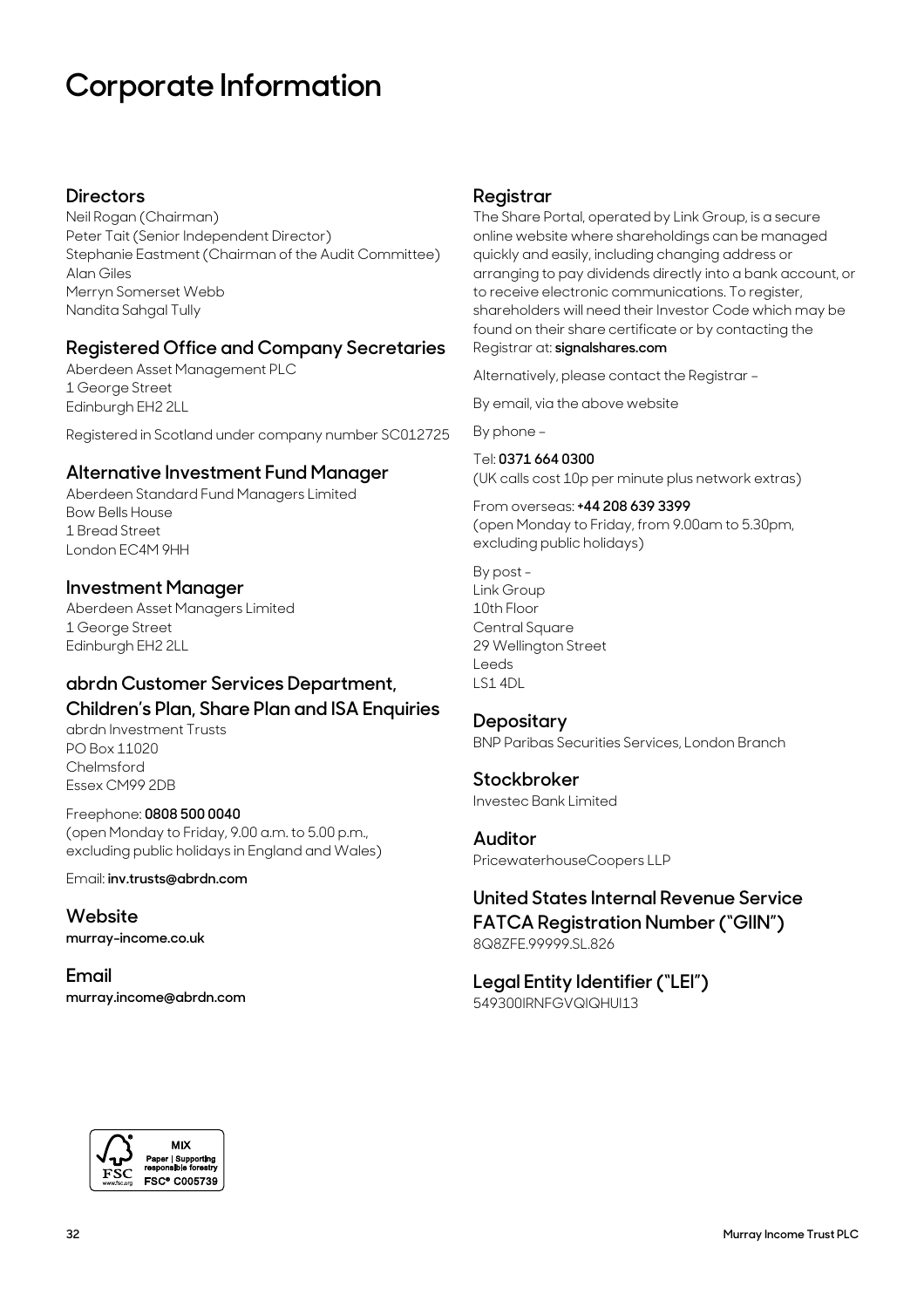# Corporate Information

## Directors

Neil Rogan (Chairman)
Peter Tait (Senior Independent Director)
Stephanie Eastment (Chairman of the Audit Committee)
Alan Giles
Merryn Somerset Webb
Nandita Sahgal Tully

## Registered Office and Company Secretaries

Aberdeen Asset Management PLC
1 George Street
Edinburgh EH2 2LL

Registered in Scotland under company number SC012725

## Alternative Investment Fund Manager

Aberdeen Standard Fund Managers Limited
Bow Bells House
1 Bread Street
London EC4M 9HH

## Investment Manager

Aberdeen Asset Managers Limited
1 George Street
Edinburgh EH2 2LL

## abrdn Customer Services Department, Children's Plan, Share Plan and ISA Enquiries

abrdn Investment Trusts
PO Box 11020
Chelmsford
Essex CM99 2DB

Freephone: **0808 500 0040**
(open Monday to Friday, 9.00 a.m. to 5.00 p.m., excluding public holidays in England and Wales)

Email: **inv.trusts@abrdn.com**

## Website

**murray-income.co.uk**

## Email

**murray.income@abrdn.com**

## Registrar

The Share Portal, operated by Link Group, is a secure online website where shareholdings can be managed quickly and easily, including changing address or arranging to pay dividends directly into a bank account, or to receive electronic communications. To register, shareholders will need their Investor Code which may be found on their share certificate or by contacting the Registrar at: **signalshares.com**

Alternatively, please contact the Registrar –

By email, via the above website

By phone –

Tel: **0371 664 0300**
(UK calls cost 10p per minute plus network extras)

From overseas: **+44 208 639 3399**
(open Monday to Friday, from 9.00am to 5.30pm, excluding public holidays)

By post –
Link Group
10th Floor
Central Square
29 Wellington Street
Leeds
LS1 4DL

## Depositary

BNP Paribas Securities Services, London Branch

## Stockbroker

Investec Bank Limited

## Auditor

PricewaterhouseCoopers LLP

## United States Internal Revenue Service FATCA Registration Number ("GIIN")

8Q8ZFE.99999.SL.826

## Legal Entity Identifier ("LEI")

549300IRNFGVQIQHUI13

MIX
Paper | Supporting responsible forestry
FSC® C005739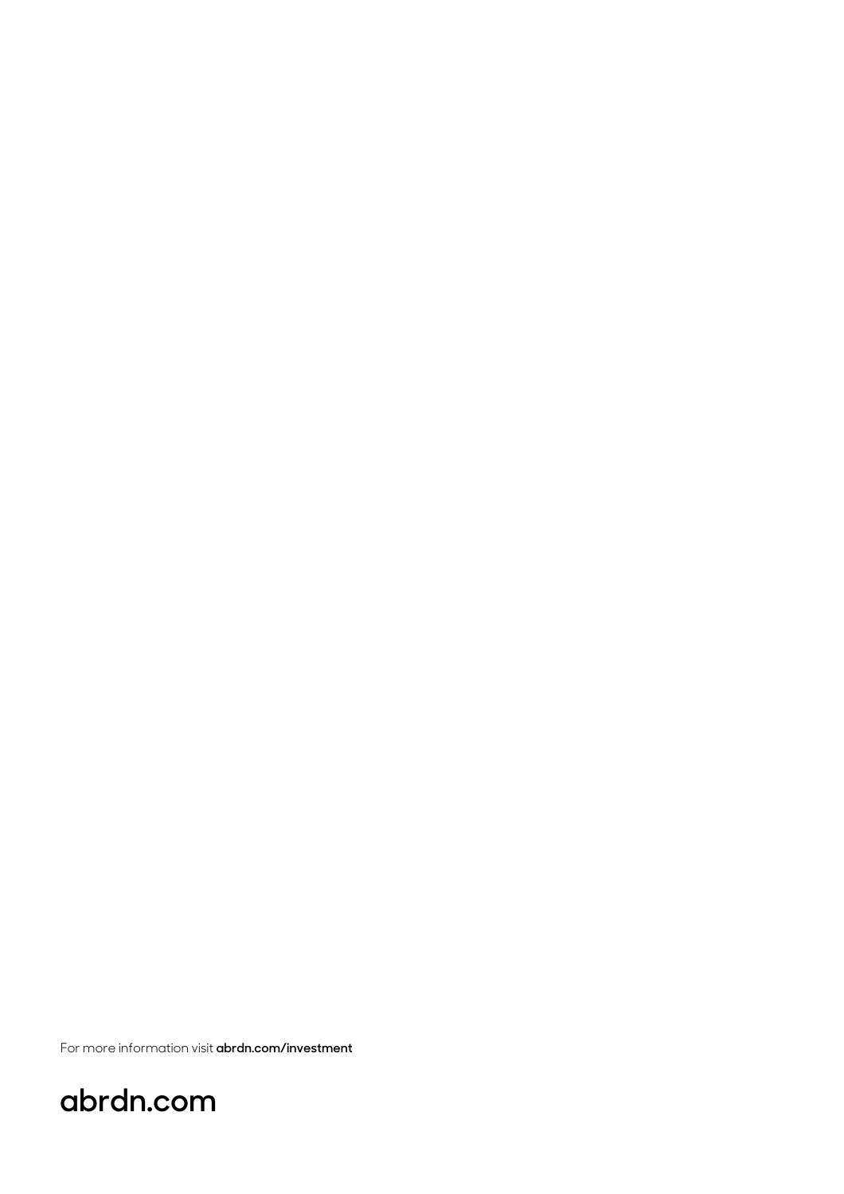For more information visit **abrdn.com/investment**

**abrdn.com**